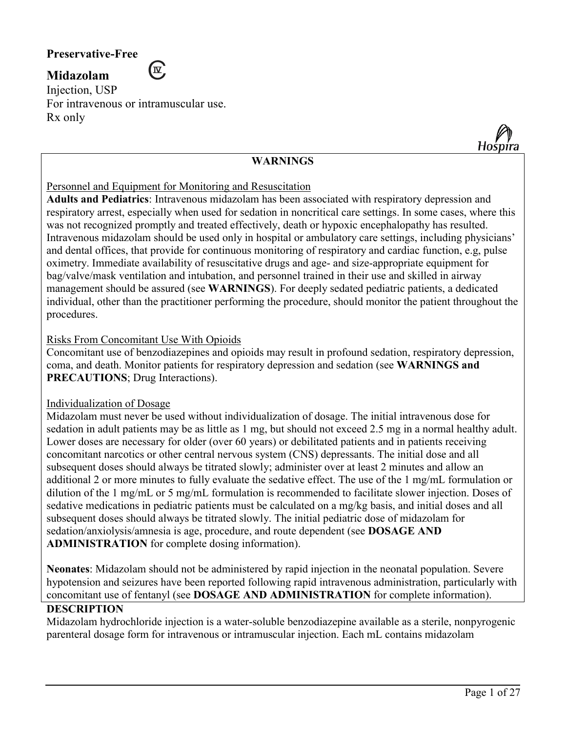**Preservative-Free**

**Midazolam** CIV

Injection, USP
For intravenous or intramuscular use.
Rx only

Hospira

## WARNINGS

Personnel and Equipment for Monitoring and Resuscitation

**Adults and Pediatrics**: Intravenous midazolam has been associated with respiratory depression and respiratory arrest, especially when used for sedation in noncritical care settings. In some cases, where this was not recognized promptly and treated effectively, death or hypoxic encephalopathy has resulted. Intravenous midazolam should be used only in hospital or ambulatory care settings, including physicians' and dental offices, that provide for continuous monitoring of respiratory and cardiac function, e.g, pulse oximetry. Immediate availability of resuscitative drugs and age- and size-appropriate equipment for bag/valve/mask ventilation and intubation, and personnel trained in their use and skilled in airway management should be assured (see **WARNINGS**). For deeply sedated pediatric patients, a dedicated individual, other than the practitioner performing the procedure, should monitor the patient throughout the procedures.

Risks From Concomitant Use With Opioids

Concomitant use of benzodiazepines and opioids may result in profound sedation, respiratory depression, coma, and death. Monitor patients for respiratory depression and sedation (see **WARNINGS and PRECAUTIONS**; Drug Interactions).

Individualization of Dosage

Midazolam must never be used without individualization of dosage. The initial intravenous dose for sedation in adult patients may be as little as 1 mg, but should not exceed 2.5 mg in a normal healthy adult. Lower doses are necessary for older (over 60 years) or debilitated patients and in patients receiving concomitant narcotics or other central nervous system (CNS) depressants. The initial dose and all subsequent doses should always be titrated slowly; administer over at least 2 minutes and allow an additional 2 or more minutes to fully evaluate the sedative effect. The use of the 1 mg/mL formulation or dilution of the 1 mg/mL or 5 mg/mL formulation is recommended to facilitate slower injection. Doses of sedative medications in pediatric patients must be calculated on a mg/kg basis, and initial doses and all subsequent doses should always be titrated slowly. The initial pediatric dose of midazolam for sedation/anxiolysis/amnesia is age, procedure, and route dependent (see **DOSAGE AND ADMINISTRATION** for complete dosing information).

**Neonates**: Midazolam should not be administered by rapid injection in the neonatal population. Severe hypotension and seizures have been reported following rapid intravenous administration, particularly with concomitant use of fentanyl (see **DOSAGE AND ADMINISTRATION** for complete information).

## DESCRIPTION

Midazolam hydrochloride injection is a water-soluble benzodiazepine available as a sterile, nonpyrogenic parenteral dosage form for intravenous or intramuscular injection. Each mL contains midazolam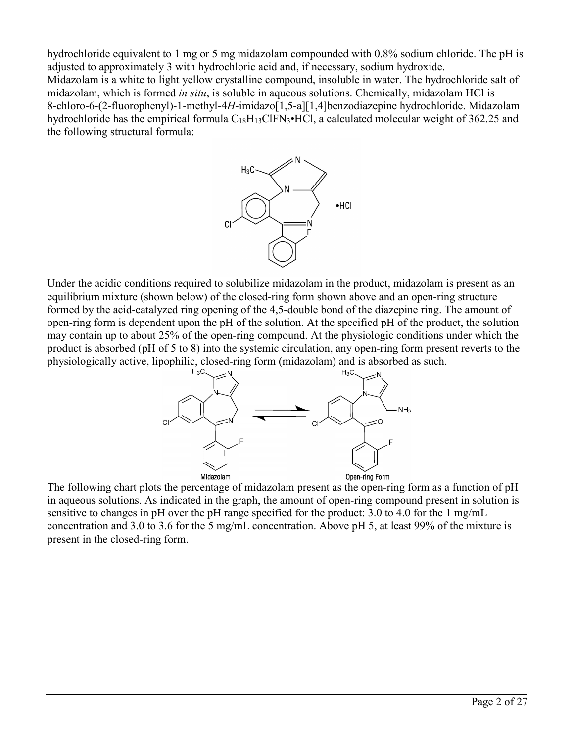hydrochloride equivalent to 1 mg or 5 mg midazolam compounded with 0.8% sodium chloride. The pH is adjusted to approximately 3 with hydrochloric acid and, if necessary, sodium hydroxide.

Midazolam is a white to light yellow crystalline compound, insoluble in water. The hydrochloride salt of midazolam, which is formed *in situ*, is soluble in aqueous solutions. Chemically, midazolam HCl is 8-chloro-6-(2-fluorophenyl)-1-methyl-4*H*-imidazo[1,5-a][1,4]benzodiazepine hydrochloride. Midazolam hydrochloride has the empirical formula $C_{18}H_{13}ClFN_3{\bullet}HCl$, a calculated molecular weight of 362.25 and the following structural formula:

Under the acidic conditions required to solubilize midazolam in the product, midazolam is present as an equilibrium mixture (shown below) of the closed-ring form shown above and an open-ring structure formed by the acid-catalyzed ring opening of the 4,5-double bond of the diazepine ring. The amount of open-ring form is dependent upon the pH of the solution. At the specified pH of the product, the solution may contain up to about 25% of the open-ring compound. At the physiologic conditions under which the product is absorbed (pH of 5 to 8) into the systemic circulation, any open-ring form present reverts to the physiologically active, lipophilic, closed-ring form (midazolam) and is absorbed as such.

Midazolam ⇌ Open-ring Form

The following chart plots the percentage of midazolam present as the open-ring form as a function of pH in aqueous solutions. As indicated in the graph, the amount of open-ring compound present in solution is sensitive to changes in pH over the pH range specified for the product: 3.0 to 4.0 for the 1 mg/mL concentration and 3.0 to 3.6 for the 5 mg/mL concentration. Above pH 5, at least 99% of the mixture is present in the closed-ring form.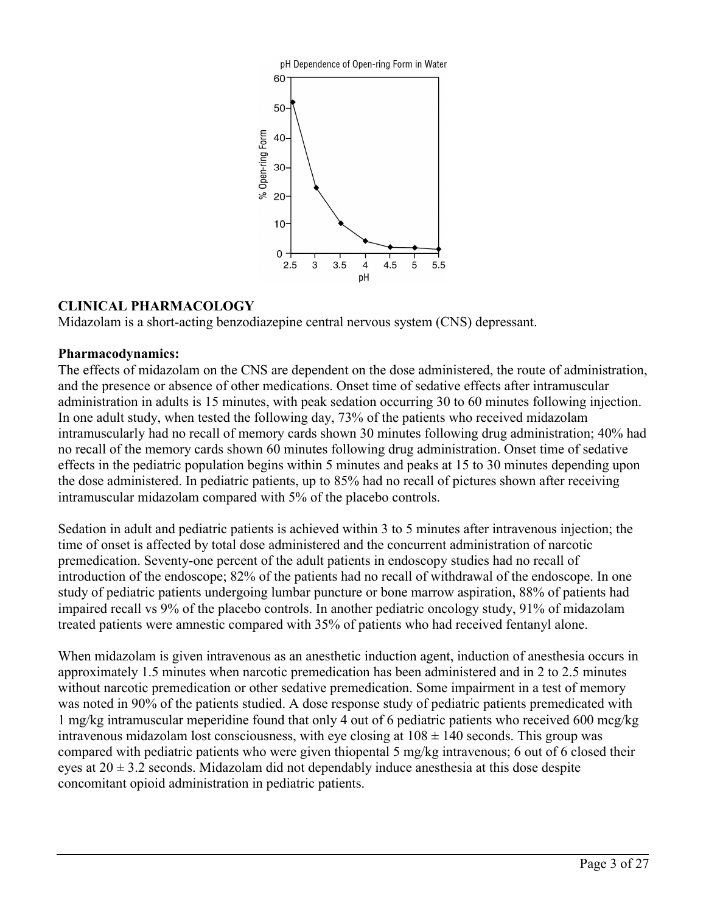pH Dependence of Open-ring Form in Water

## CLINICAL PHARMACOLOGY

Midazolam is a short-acting benzodiazepine central nervous system (CNS) depressant.

### Pharmacodynamics:

The effects of midazolam on the CNS are dependent on the dose administered, the route of administration, and the presence or absence of other medications. Onset time of sedative effects after intramuscular administration in adults is 15 minutes, with peak sedation occurring 30 to 60 minutes following injection. In one adult study, when tested the following day, 73% of the patients who received midazolam intramuscularly had no recall of memory cards shown 30 minutes following drug administration; 40% had no recall of the memory cards shown 60 minutes following drug administration. Onset time of sedative effects in the pediatric population begins within 5 minutes and peaks at 15 to 30 minutes depending upon the dose administered. In pediatric patients, up to 85% had no recall of pictures shown after receiving intramuscular midazolam compared with 5% of the placebo controls.

Sedation in adult and pediatric patients is achieved within 3 to 5 minutes after intravenous injection; the time of onset is affected by total dose administered and the concurrent administration of narcotic premedication. Seventy-one percent of the adult patients in endoscopy studies had no recall of introduction of the endoscope; 82% of the patients had no recall of withdrawal of the endoscope. In one study of pediatric patients undergoing lumbar puncture or bone marrow aspiration, 88% of patients had impaired recall vs 9% of the placebo controls. In another pediatric oncology study, 91% of midazolam treated patients were amnestic compared with 35% of patients who had received fentanyl alone.

When midazolam is given intravenous as an anesthetic induction agent, induction of anesthesia occurs in approximately 1.5 minutes when narcotic premedication has been administered and in 2 to 2.5 minutes without narcotic premedication or other sedative premedication. Some impairment in a test of memory was noted in 90% of the patients studied. A dose response study of pediatric patients premedicated with 1 mg/kg intramuscular meperidine found that only 4 out of 6 pediatric patients who received 600 mcg/kg intravenous midazolam lost consciousness, with eye closing at $108 \pm 140$ seconds. This group was compared with pediatric patients who were given thiopental 5 mg/kg intravenous; 6 out of 6 closed their eyes at $20 \pm 3.2$ seconds. Midazolam did not dependably induce anesthesia at this dose despite concomitant opioid administration in pediatric patients.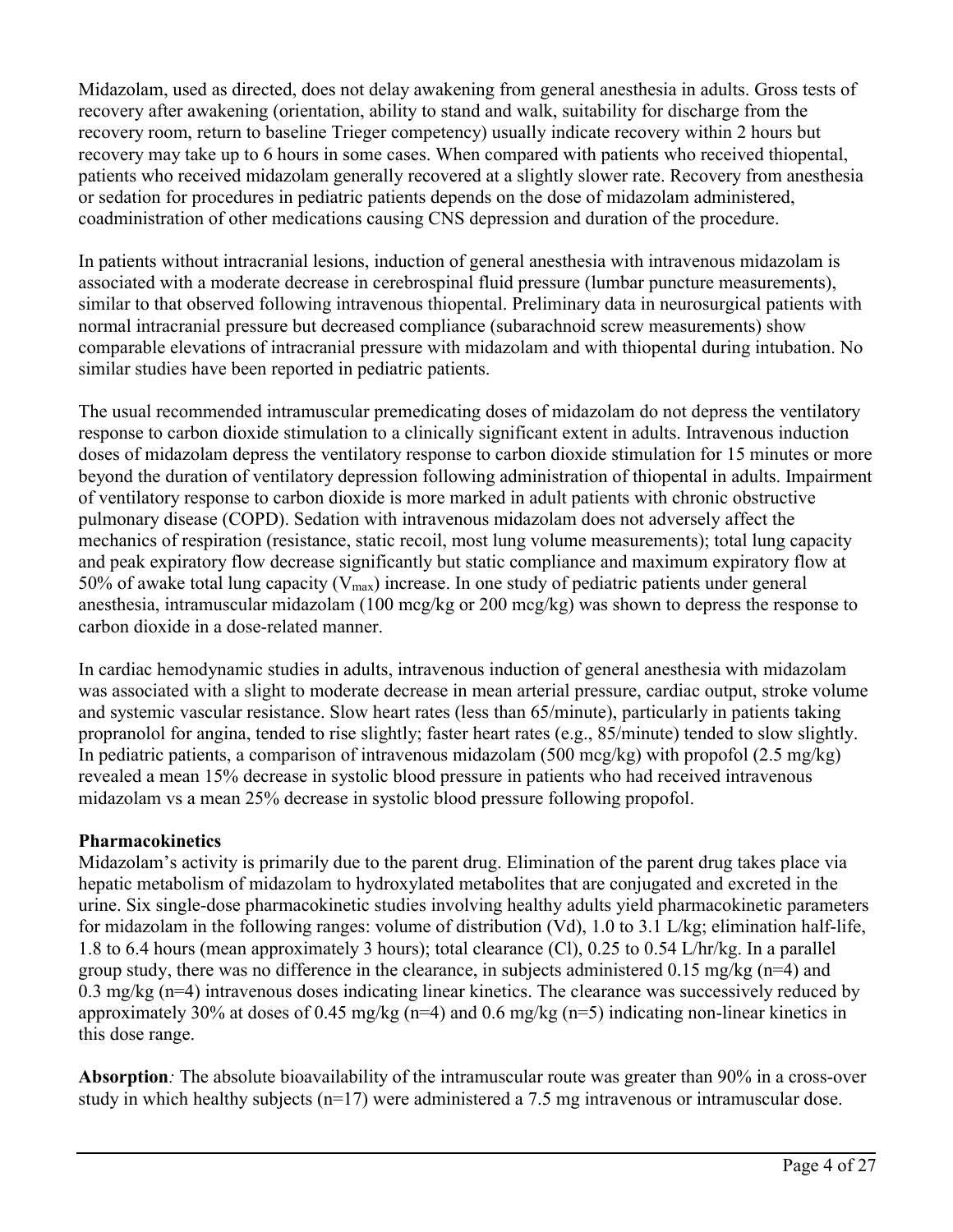Midazolam, used as directed, does not delay awakening from general anesthesia in adults. Gross tests of recovery after awakening (orientation, ability to stand and walk, suitability for discharge from the recovery room, return to baseline Trieger competency) usually indicate recovery within 2 hours but recovery may take up to 6 hours in some cases. When compared with patients who received thiopental, patients who received midazolam generally recovered at a slightly slower rate. Recovery from anesthesia or sedation for procedures in pediatric patients depends on the dose of midazolam administered, coadministration of other medications causing CNS depression and duration of the procedure.

In patients without intracranial lesions, induction of general anesthesia with intravenous midazolam is associated with a moderate decrease in cerebrospinal fluid pressure (lumbar puncture measurements), similar to that observed following intravenous thiopental. Preliminary data in neurosurgical patients with normal intracranial pressure but decreased compliance (subarachnoid screw measurements) show comparable elevations of intracranial pressure with midazolam and with thiopental during intubation. No similar studies have been reported in pediatric patients.

The usual recommended intramuscular premedicating doses of midazolam do not depress the ventilatory response to carbon dioxide stimulation to a clinically significant extent in adults. Intravenous induction doses of midazolam depress the ventilatory response to carbon dioxide stimulation for 15 minutes or more beyond the duration of ventilatory depression following administration of thiopental in adults. Impairment of ventilatory response to carbon dioxide is more marked in adult patients with chronic obstructive pulmonary disease (COPD). Sedation with intravenous midazolam does not adversely affect the mechanics of respiration (resistance, static recoil, most lung volume measurements); total lung capacity and peak expiratory flow decrease significantly but static compliance and maximum expiratory flow at 50% of awake total lung capacity ($V_{max}$) increase. In one study of pediatric patients under general anesthesia, intramuscular midazolam (100 mcg/kg or 200 mcg/kg) was shown to depress the response to carbon dioxide in a dose-related manner.

In cardiac hemodynamic studies in adults, intravenous induction of general anesthesia with midazolam was associated with a slight to moderate decrease in mean arterial pressure, cardiac output, stroke volume and systemic vascular resistance. Slow heart rates (less than 65/minute), particularly in patients taking propranolol for angina, tended to rise slightly; faster heart rates (e.g., 85/minute) tended to slow slightly. In pediatric patients, a comparison of intravenous midazolam (500 mcg/kg) with propofol (2.5 mg/kg) revealed a mean 15% decrease in systolic blood pressure in patients who had received intravenous midazolam vs a mean 25% decrease in systolic blood pressure following propofol.

**Pharmacokinetics**

Midazolam's activity is primarily due to the parent drug. Elimination of the parent drug takes place via hepatic metabolism of midazolam to hydroxylated metabolites that are conjugated and excreted in the urine. Six single-dose pharmacokinetic studies involving healthy adults yield pharmacokinetic parameters for midazolam in the following ranges: volume of distribution (Vd), 1.0 to 3.1 L/kg; elimination half-life, 1.8 to 6.4 hours (mean approximately 3 hours); total clearance (Cl), 0.25 to 0.54 L/hr/kg. In a parallel group study, there was no difference in the clearance, in subjects administered 0.15 mg/kg (n=4) and 0.3 mg/kg (n=4) intravenous doses indicating linear kinetics. The clearance was successively reduced by approximately 30% at doses of 0.45 mg/kg (n=4) and 0.6 mg/kg (n=5) indicating non-linear kinetics in this dose range.

**Absorption***:* The absolute bioavailability of the intramuscular route was greater than 90% in a cross-over study in which healthy subjects (n=17) were administered a 7.5 mg intravenous or intramuscular dose.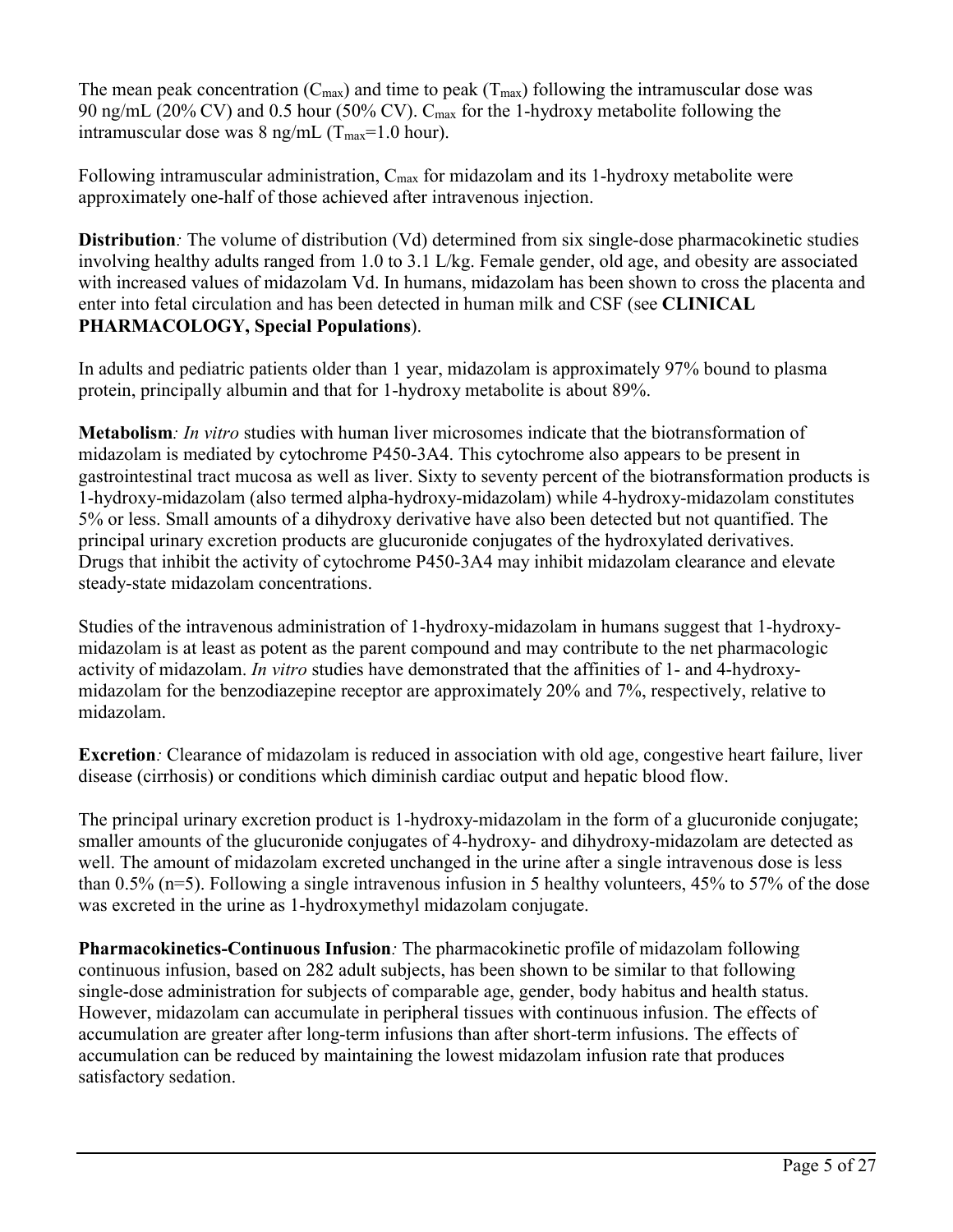The mean peak concentration ($C_{max}$) and time to peak ($T_{max}$) following the intramuscular dose was 90 ng/mL (20% CV) and 0.5 hour (50% CV). $C_{max}$ for the 1-hydroxy metabolite following the intramuscular dose was 8 ng/mL ($T_{max}$=1.0 hour).

Following intramuscular administration, $C_{max}$ for midazolam and its 1-hydroxy metabolite were approximately one-half of those achieved after intravenous injection.

**Distribution***:* The volume of distribution (Vd) determined from six single-dose pharmacokinetic studies involving healthy adults ranged from 1.0 to 3.1 L/kg. Female gender, old age, and obesity are associated with increased values of midazolam Vd. In humans, midazolam has been shown to cross the placenta and enter into fetal circulation and has been detected in human milk and CSF (see **CLINICAL PHARMACOLOGY, Special Populations**).

In adults and pediatric patients older than 1 year, midazolam is approximately 97% bound to plasma protein, principally albumin and that for 1-hydroxy metabolite is about 89%.

**Metabolism***: In vitro* studies with human liver microsomes indicate that the biotransformation of midazolam is mediated by cytochrome P450-3A4. This cytochrome also appears to be present in gastrointestinal tract mucosa as well as liver. Sixty to seventy percent of the biotransformation products is 1-hydroxy-midazolam (also termed alpha-hydroxy-midazolam) while 4-hydroxy-midazolam constitutes 5% or less. Small amounts of a dihydroxy derivative have also been detected but not quantified. The principal urinary excretion products are glucuronide conjugates of the hydroxylated derivatives. Drugs that inhibit the activity of cytochrome P450-3A4 may inhibit midazolam clearance and elevate steady-state midazolam concentrations.

Studies of the intravenous administration of 1-hydroxy-midazolam in humans suggest that 1-hydroxy-midazolam is at least as potent as the parent compound and may contribute to the net pharmacologic activity of midazolam. *In vitro* studies have demonstrated that the affinities of 1- and 4-hydroxy-midazolam for the benzodiazepine receptor are approximately 20% and 7%, respectively, relative to midazolam.

**Excretion***:* Clearance of midazolam is reduced in association with old age, congestive heart failure, liver disease (cirrhosis) or conditions which diminish cardiac output and hepatic blood flow.

The principal urinary excretion product is 1-hydroxy-midazolam in the form of a glucuronide conjugate; smaller amounts of the glucuronide conjugates of 4-hydroxy- and dihydroxy-midazolam are detected as well. The amount of midazolam excreted unchanged in the urine after a single intravenous dose is less than 0.5% (n=5). Following a single intravenous infusion in 5 healthy volunteers, 45% to 57% of the dose was excreted in the urine as 1-hydroxymethyl midazolam conjugate.

**Pharmacokinetics-Continuous Infusion***:* The pharmacokinetic profile of midazolam following continuous infusion, based on 282 adult subjects, has been shown to be similar to that following single-dose administration for subjects of comparable age, gender, body habitus and health status. However, midazolam can accumulate in peripheral tissues with continuous infusion. The effects of accumulation are greater after long-term infusions than after short-term infusions. The effects of accumulation can be reduced by maintaining the lowest midazolam infusion rate that produces satisfactory sedation.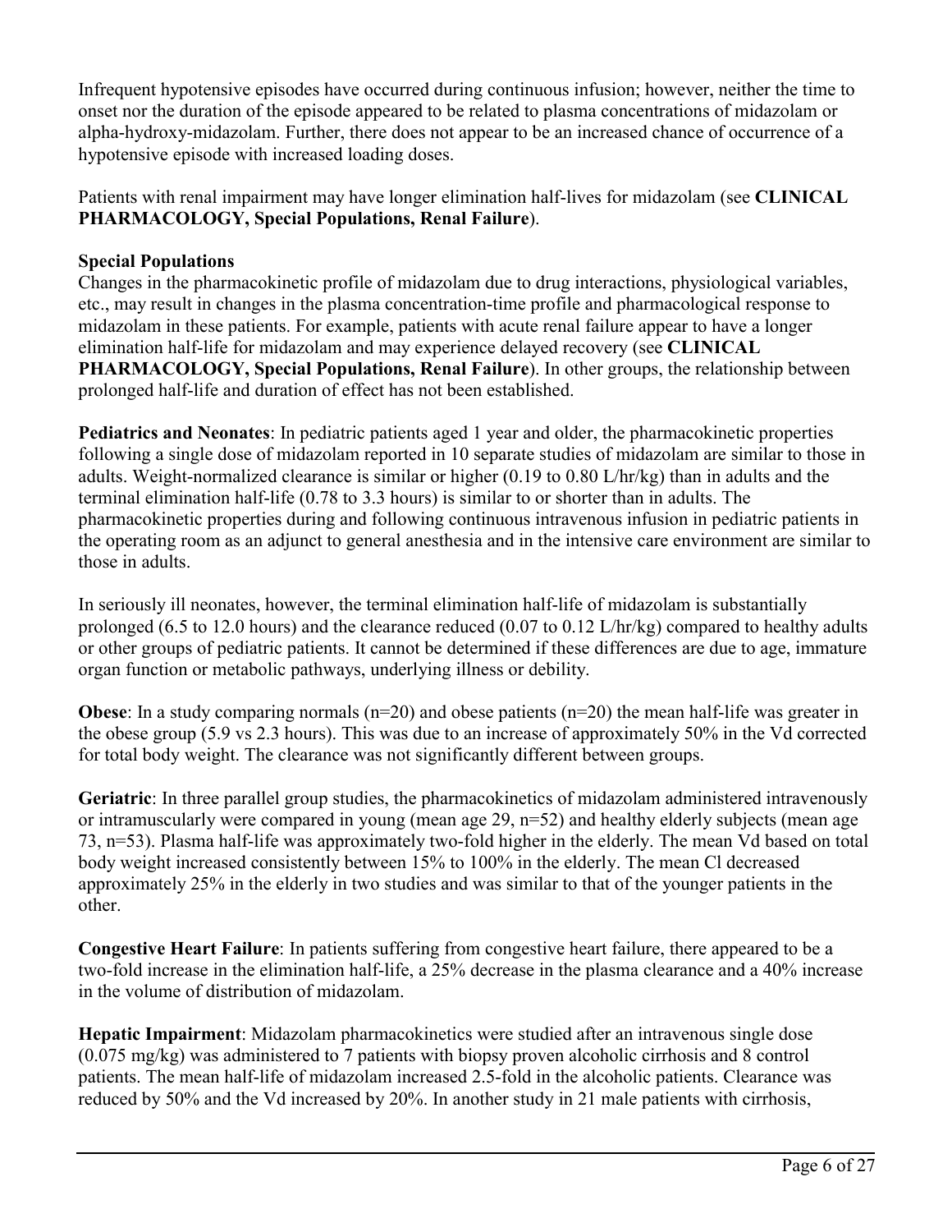Infrequent hypotensive episodes have occurred during continuous infusion; however, neither the time to onset nor the duration of the episode appeared to be related to plasma concentrations of midazolam or alpha-hydroxy-midazolam. Further, there does not appear to be an increased chance of occurrence of a hypotensive episode with increased loading doses.

Patients with renal impairment may have longer elimination half-lives for midazolam (see **CLINICAL PHARMACOLOGY, Special Populations, Renal Failure**).

**Special Populations**

Changes in the pharmacokinetic profile of midazolam due to drug interactions, physiological variables, etc., may result in changes in the plasma concentration-time profile and pharmacological response to midazolam in these patients. For example, patients with acute renal failure appear to have a longer elimination half-life for midazolam and may experience delayed recovery (see **CLINICAL PHARMACOLOGY, Special Populations, Renal Failure**). In other groups, the relationship between prolonged half-life and duration of effect has not been established.

**Pediatrics and Neonates**: In pediatric patients aged 1 year and older, the pharmacokinetic properties following a single dose of midazolam reported in 10 separate studies of midazolam are similar to those in adults. Weight-normalized clearance is similar or higher (0.19 to 0.80 L/hr/kg) than in adults and the terminal elimination half-life (0.78 to 3.3 hours) is similar to or shorter than in adults. The pharmacokinetic properties during and following continuous intravenous infusion in pediatric patients in the operating room as an adjunct to general anesthesia and in the intensive care environment are similar to those in adults.

In seriously ill neonates, however, the terminal elimination half-life of midazolam is substantially prolonged (6.5 to 12.0 hours) and the clearance reduced (0.07 to 0.12 L/hr/kg) compared to healthy adults or other groups of pediatric patients. It cannot be determined if these differences are due to age, immature organ function or metabolic pathways, underlying illness or debility.

**Obese**: In a study comparing normals (n=20) and obese patients (n=20) the mean half-life was greater in the obese group (5.9 vs 2.3 hours). This was due to an increase of approximately 50% in the Vd corrected for total body weight. The clearance was not significantly different between groups.

**Geriatric**: In three parallel group studies, the pharmacokinetics of midazolam administered intravenously or intramuscularly were compared in young (mean age 29, n=52) and healthy elderly subjects (mean age 73, n=53). Plasma half-life was approximately two-fold higher in the elderly. The mean Vd based on total body weight increased consistently between 15% to 100% in the elderly. The mean Cl decreased approximately 25% in the elderly in two studies and was similar to that of the younger patients in the other.

**Congestive Heart Failure**: In patients suffering from congestive heart failure, there appeared to be a two-fold increase in the elimination half-life, a 25% decrease in the plasma clearance and a 40% increase in the volume of distribution of midazolam.

**Hepatic Impairment**: Midazolam pharmacokinetics were studied after an intravenous single dose (0.075 mg/kg) was administered to 7 patients with biopsy proven alcoholic cirrhosis and 8 control patients. The mean half-life of midazolam increased 2.5-fold in the alcoholic patients. Clearance was reduced by 50% and the Vd increased by 20%. In another study in 21 male patients with cirrhosis,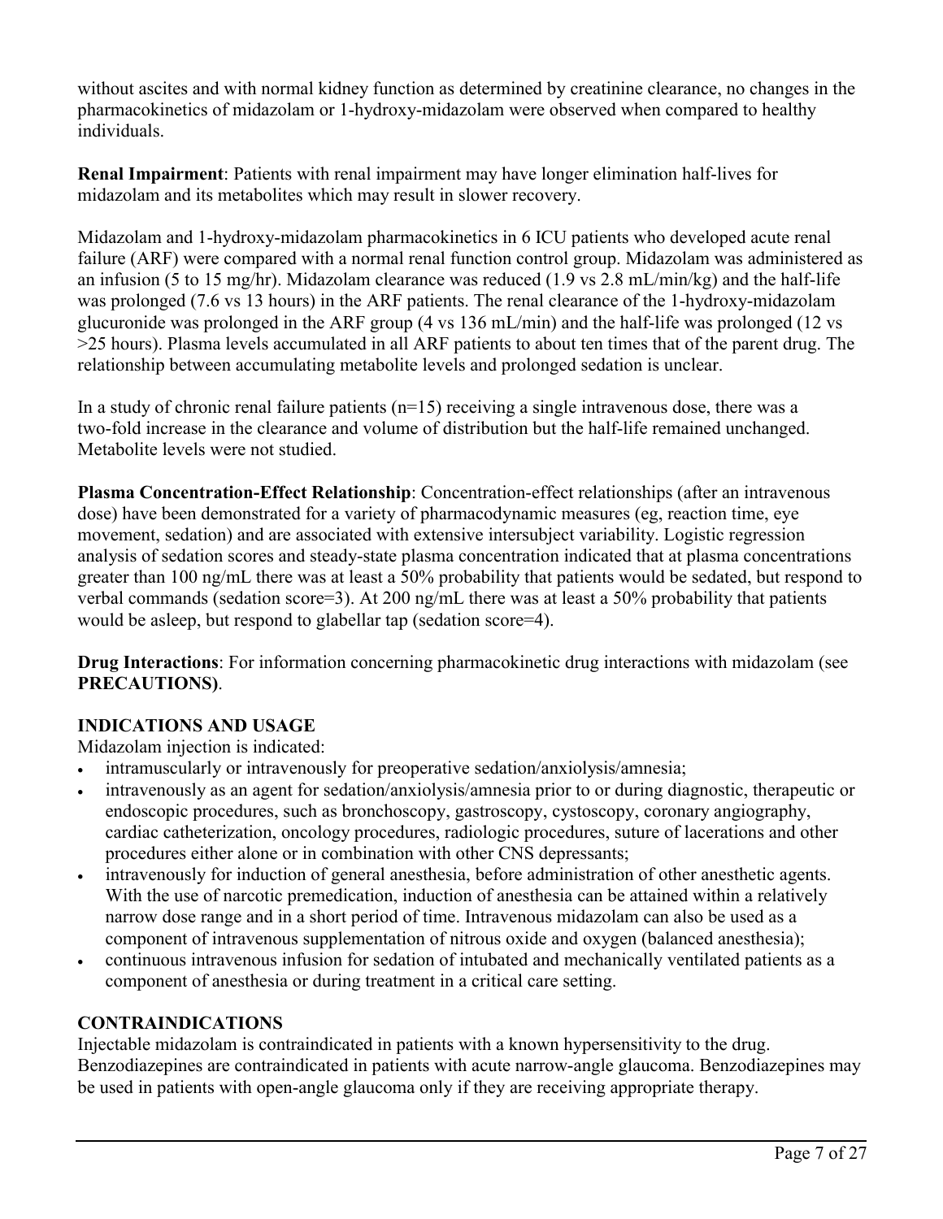without ascites and with normal kidney function as determined by creatinine clearance, no changes in the pharmacokinetics of midazolam or 1-hydroxy-midazolam were observed when compared to healthy individuals.

**Renal Impairment**: Patients with renal impairment may have longer elimination half-lives for midazolam and its metabolites which may result in slower recovery.

Midazolam and 1-hydroxy-midazolam pharmacokinetics in 6 ICU patients who developed acute renal failure (ARF) were compared with a normal renal function control group. Midazolam was administered as an infusion (5 to 15 mg/hr). Midazolam clearance was reduced (1.9 vs 2.8 mL/min/kg) and the half-life was prolonged (7.6 vs 13 hours) in the ARF patients. The renal clearance of the 1-hydroxy-midazolam glucuronide was prolonged in the ARF group (4 vs 136 mL/min) and the half-life was prolonged (12 vs >25 hours). Plasma levels accumulated in all ARF patients to about ten times that of the parent drug. The relationship between accumulating metabolite levels and prolonged sedation is unclear.

In a study of chronic renal failure patients (n=15) receiving a single intravenous dose, there was a two-fold increase in the clearance and volume of distribution but the half-life remained unchanged. Metabolite levels were not studied.

**Plasma Concentration-Effect Relationship**: Concentration-effect relationships (after an intravenous dose) have been demonstrated for a variety of pharmacodynamic measures (eg, reaction time, eye movement, sedation) and are associated with extensive intersubject variability. Logistic regression analysis of sedation scores and steady-state plasma concentration indicated that at plasma concentrations greater than 100 ng/mL there was at least a 50% probability that patients would be sedated, but respond to verbal commands (sedation score=3). At 200 ng/mL there was at least a 50% probability that patients would be asleep, but respond to glabellar tap (sedation score=4).

**Drug Interactions**: For information concerning pharmacokinetic drug interactions with midazolam (see **PRECAUTIONS)**.

## INDICATIONS AND USAGE

Midazolam injection is indicated:

- intramuscularly or intravenously for preoperative sedation/anxiolysis/amnesia;
- intravenously as an agent for sedation/anxiolysis/amnesia prior to or during diagnostic, therapeutic or endoscopic procedures, such as bronchoscopy, gastroscopy, cystoscopy, coronary angiography, cardiac catheterization, oncology procedures, radiologic procedures, suture of lacerations and other procedures either alone or in combination with other CNS depressants;
- intravenously for induction of general anesthesia, before administration of other anesthetic agents. With the use of narcotic premedication, induction of anesthesia can be attained within a relatively narrow dose range and in a short period of time. Intravenous midazolam can also be used as a component of intravenous supplementation of nitrous oxide and oxygen (balanced anesthesia);
- continuous intravenous infusion for sedation of intubated and mechanically ventilated patients as a component of anesthesia or during treatment in a critical care setting.

## CONTRAINDICATIONS

Injectable midazolam is contraindicated in patients with a known hypersensitivity to the drug. Benzodiazepines are contraindicated in patients with acute narrow-angle glaucoma. Benzodiazepines may be used in patients with open-angle glaucoma only if they are receiving appropriate therapy.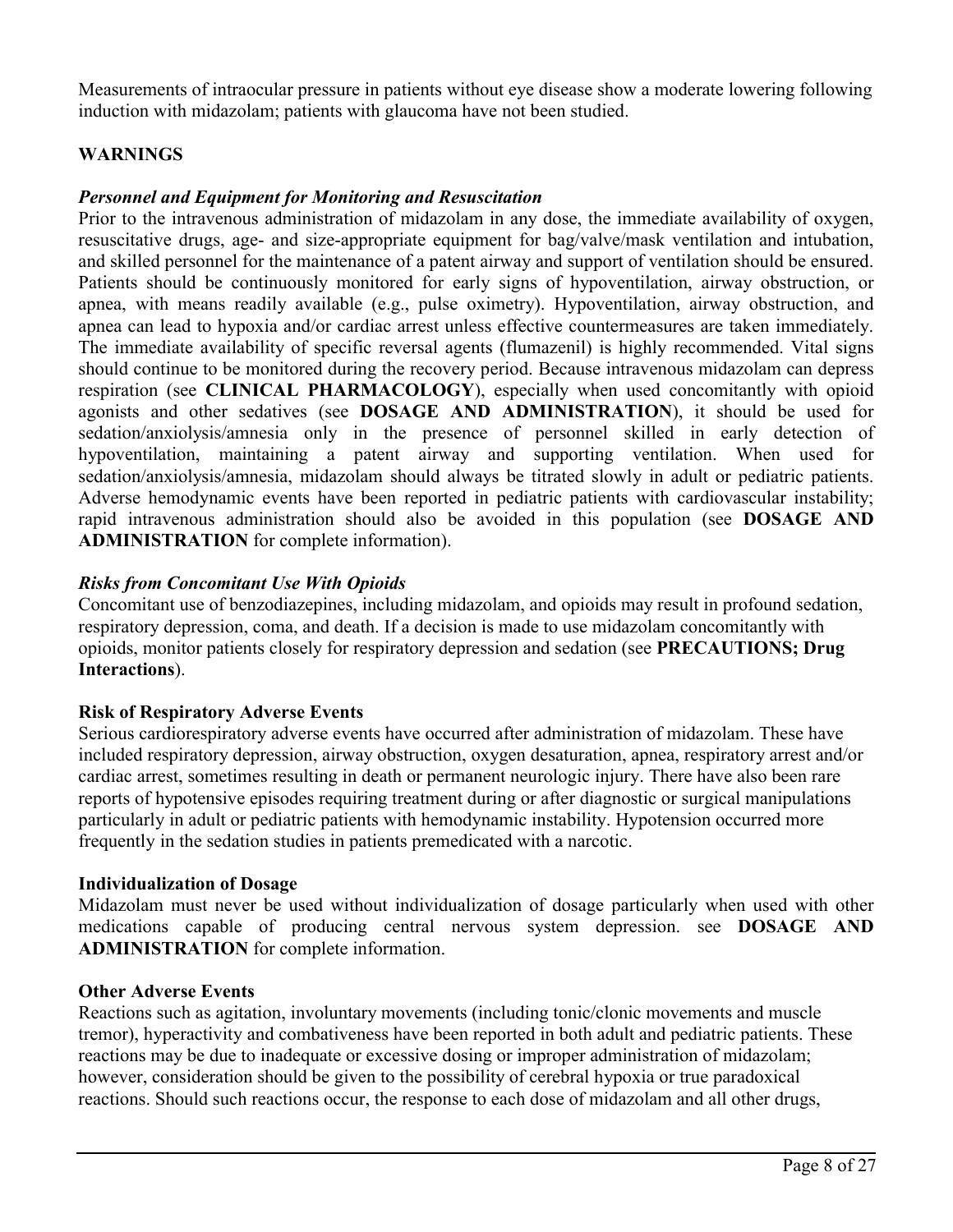Measurements of intraocular pressure in patients without eye disease show a moderate lowering following induction with midazolam; patients with glaucoma have not been studied.

## WARNINGS

***Personnel and Equipment for Monitoring and Resuscitation***

Prior to the intravenous administration of midazolam in any dose, the immediate availability of oxygen, resuscitative drugs, age- and size-appropriate equipment for bag/valve/mask ventilation and intubation, and skilled personnel for the maintenance of a patent airway and support of ventilation should be ensured. Patients should be continuously monitored for early signs of hypoventilation, airway obstruction, or apnea, with means readily available (e.g., pulse oximetry). Hypoventilation, airway obstruction, and apnea can lead to hypoxia and/or cardiac arrest unless effective countermeasures are taken immediately. The immediate availability of specific reversal agents (flumazenil) is highly recommended. Vital signs should continue to be monitored during the recovery period. Because intravenous midazolam can depress respiration (see **CLINICAL PHARMACOLOGY**), especially when used concomitantly with opioid agonists and other sedatives (see **DOSAGE AND ADMINISTRATION**), it should be used for sedation/anxiolysis/amnesia only in the presence of personnel skilled in early detection of hypoventilation, maintaining a patent airway and supporting ventilation. When used for sedation/anxiolysis/amnesia, midazolam should always be titrated slowly in adult or pediatric patients. Adverse hemodynamic events have been reported in pediatric patients with cardiovascular instability; rapid intravenous administration should also be avoided in this population (see **DOSAGE AND ADMINISTRATION** for complete information).

***Risks from Concomitant Use With Opioids***

Concomitant use of benzodiazepines, including midazolam, and opioids may result in profound sedation, respiratory depression, coma, and death. If a decision is made to use midazolam concomitantly with opioids, monitor patients closely for respiratory depression and sedation (see **PRECAUTIONS; Drug Interactions**).

**Risk of Respiratory Adverse Events**

Serious cardiorespiratory adverse events have occurred after administration of midazolam. These have included respiratory depression, airway obstruction, oxygen desaturation, apnea, respiratory arrest and/or cardiac arrest, sometimes resulting in death or permanent neurologic injury. There have also been rare reports of hypotensive episodes requiring treatment during or after diagnostic or surgical manipulations particularly in adult or pediatric patients with hemodynamic instability. Hypotension occurred more frequently in the sedation studies in patients premedicated with a narcotic.

**Individualization of Dosage**

Midazolam must never be used without individualization of dosage particularly when used with other medications capable of producing central nervous system depression. see **DOSAGE AND ADMINISTRATION** for complete information.

**Other Adverse Events**

Reactions such as agitation, involuntary movements (including tonic/clonic movements and muscle tremor), hyperactivity and combativeness have been reported in both adult and pediatric patients. These reactions may be due to inadequate or excessive dosing or improper administration of midazolam; however, consideration should be given to the possibility of cerebral hypoxia or true paradoxical reactions. Should such reactions occur, the response to each dose of midazolam and all other drugs,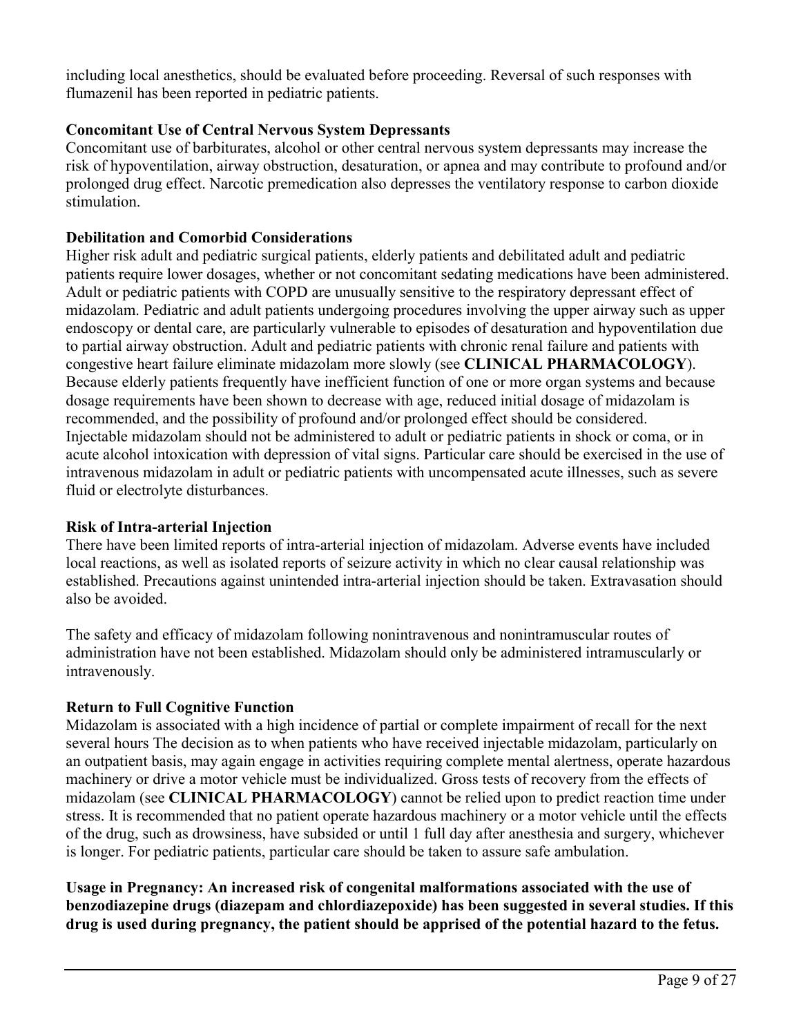including local anesthetics, should be evaluated before proceeding. Reversal of such responses with flumazenil has been reported in pediatric patients.

**Concomitant Use of Central Nervous System Depressants**

Concomitant use of barbiturates, alcohol or other central nervous system depressants may increase the risk of hypoventilation, airway obstruction, desaturation, or apnea and may contribute to profound and/or prolonged drug effect. Narcotic premedication also depresses the ventilatory response to carbon dioxide stimulation.

**Debilitation and Comorbid Considerations**

Higher risk adult and pediatric surgical patients, elderly patients and debilitated adult and pediatric patients require lower dosages, whether or not concomitant sedating medications have been administered. Adult or pediatric patients with COPD are unusually sensitive to the respiratory depressant effect of midazolam. Pediatric and adult patients undergoing procedures involving the upper airway such as upper endoscopy or dental care, are particularly vulnerable to episodes of desaturation and hypoventilation due to partial airway obstruction. Adult and pediatric patients with chronic renal failure and patients with congestive heart failure eliminate midazolam more slowly (see **CLINICAL PHARMACOLOGY**). Because elderly patients frequently have inefficient function of one or more organ systems and because dosage requirements have been shown to decrease with age, reduced initial dosage of midazolam is recommended, and the possibility of profound and/or prolonged effect should be considered. Injectable midazolam should not be administered to adult or pediatric patients in shock or coma, or in acute alcohol intoxication with depression of vital signs. Particular care should be exercised in the use of intravenous midazolam in adult or pediatric patients with uncompensated acute illnesses, such as severe fluid or electrolyte disturbances.

**Risk of Intra-arterial Injection**

There have been limited reports of intra-arterial injection of midazolam. Adverse events have included local reactions, as well as isolated reports of seizure activity in which no clear causal relationship was established. Precautions against unintended intra-arterial injection should be taken. Extravasation should also be avoided.

The safety and efficacy of midazolam following nonintravenous and nonintramuscular routes of administration have not been established. Midazolam should only be administered intramuscularly or intravenously.

**Return to Full Cognitive Function**

Midazolam is associated with a high incidence of partial or complete impairment of recall for the next several hours The decision as to when patients who have received injectable midazolam, particularly on an outpatient basis, may again engage in activities requiring complete mental alertness, operate hazardous machinery or drive a motor vehicle must be individualized. Gross tests of recovery from the effects of midazolam (see **CLINICAL PHARMACOLOGY**) cannot be relied upon to predict reaction time under stress. It is recommended that no patient operate hazardous machinery or a motor vehicle until the effects of the drug, such as drowsiness, have subsided or until 1 full day after anesthesia and surgery, whichever is longer. For pediatric patients, particular care should be taken to assure safe ambulation.

**Usage in Pregnancy: An increased risk of congenital malformations associated with the use of benzodiazepine drugs (diazepam and chlordiazepoxide) has been suggested in several studies. If this drug is used during pregnancy, the patient should be apprised of the potential hazard to the fetus.**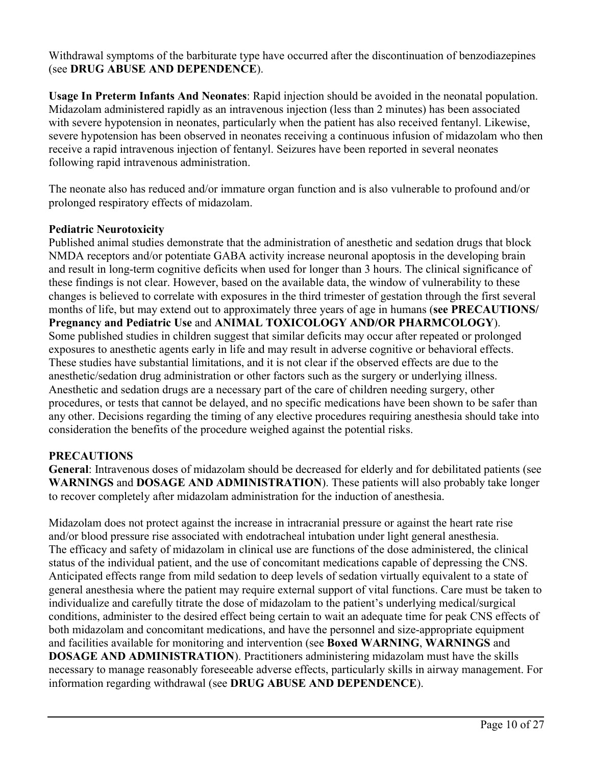Withdrawal symptoms of the barbiturate type have occurred after the discontinuation of benzodiazepines (see **DRUG ABUSE AND DEPENDENCE**).

**Usage In Preterm Infants And Neonates**: Rapid injection should be avoided in the neonatal population. Midazolam administered rapidly as an intravenous injection (less than 2 minutes) has been associated with severe hypotension in neonates, particularly when the patient has also received fentanyl. Likewise, severe hypotension has been observed in neonates receiving a continuous infusion of midazolam who then receive a rapid intravenous injection of fentanyl. Seizures have been reported in several neonates following rapid intravenous administration.

The neonate also has reduced and/or immature organ function and is also vulnerable to profound and/or prolonged respiratory effects of midazolam.

**Pediatric Neurotoxicity**

Published animal studies demonstrate that the administration of anesthetic and sedation drugs that block NMDA receptors and/or potentiate GABA activity increase neuronal apoptosis in the developing brain and result in long-term cognitive deficits when used for longer than 3 hours. The clinical significance of these findings is not clear. However, based on the available data, the window of vulnerability to these changes is believed to correlate with exposures in the third trimester of gestation through the first several months of life, but may extend out to approximately three years of age in humans (**see PRECAUTIONS/ Pregnancy and Pediatric Use** and **ANIMAL TOXICOLOGY AND/OR PHARMCOLOGY**). Some published studies in children suggest that similar deficits may occur after repeated or prolonged exposures to anesthetic agents early in life and may result in adverse cognitive or behavioral effects. These studies have substantial limitations, and it is not clear if the observed effects are due to the anesthetic/sedation drug administration or other factors such as the surgery or underlying illness. Anesthetic and sedation drugs are a necessary part of the care of children needing surgery, other procedures, or tests that cannot be delayed, and no specific medications have been shown to be safer than any other. Decisions regarding the timing of any elective procedures requiring anesthesia should take into consideration the benefits of the procedure weighed against the potential risks.

## PRECAUTIONS

**General**: Intravenous doses of midazolam should be decreased for elderly and for debilitated patients (see **WARNINGS** and **DOSAGE AND ADMINISTRATION**). These patients will also probably take longer to recover completely after midazolam administration for the induction of anesthesia.

Midazolam does not protect against the increase in intracranial pressure or against the heart rate rise and/or blood pressure rise associated with endotracheal intubation under light general anesthesia. The efficacy and safety of midazolam in clinical use are functions of the dose administered, the clinical status of the individual patient, and the use of concomitant medications capable of depressing the CNS. Anticipated effects range from mild sedation to deep levels of sedation virtually equivalent to a state of general anesthesia where the patient may require external support of vital functions. Care must be taken to individualize and carefully titrate the dose of midazolam to the patient's underlying medical/surgical conditions, administer to the desired effect being certain to wait an adequate time for peak CNS effects of both midazolam and concomitant medications, and have the personnel and size-appropriate equipment and facilities available for monitoring and intervention (see **Boxed WARNING**, **WARNINGS** and **DOSAGE AND ADMINISTRATION**). Practitioners administering midazolam must have the skills necessary to manage reasonably foreseeable adverse effects, particularly skills in airway management. For information regarding withdrawal (see **DRUG ABUSE AND DEPENDENCE**).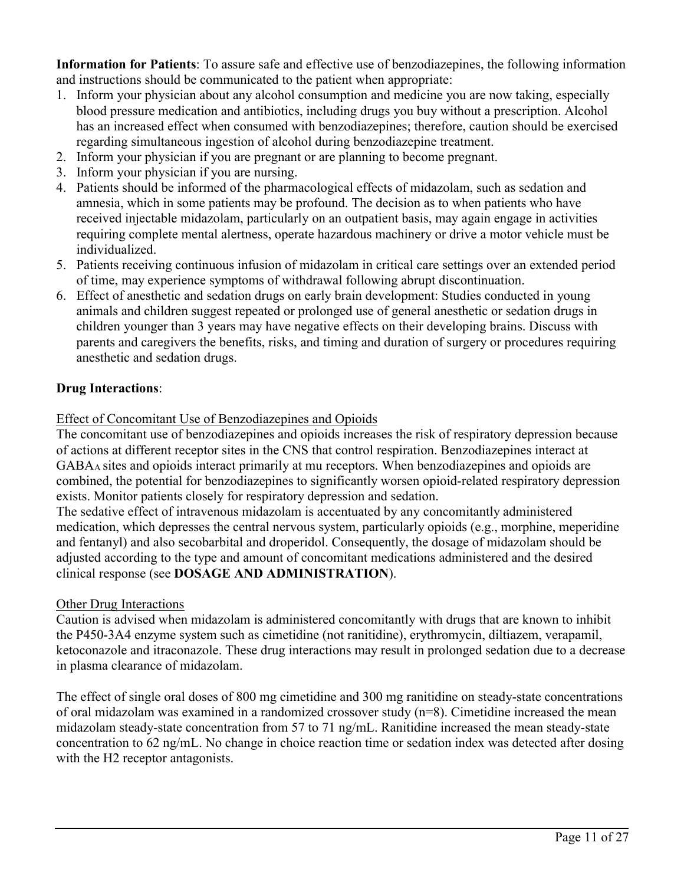**Information for Patients**: To assure safe and effective use of benzodiazepines, the following information and instructions should be communicated to the patient when appropriate:

1. Inform your physician about any alcohol consumption and medicine you are now taking, especially blood pressure medication and antibiotics, including drugs you buy without a prescription. Alcohol has an increased effect when consumed with benzodiazepines; therefore, caution should be exercised regarding simultaneous ingestion of alcohol during benzodiazepine treatment.
2. Inform your physician if you are pregnant or are planning to become pregnant.
3. Inform your physician if you are nursing.
4. Patients should be informed of the pharmacological effects of midazolam, such as sedation and amnesia, which in some patients may be profound. The decision as to when patients who have received injectable midazolam, particularly on an outpatient basis, may again engage in activities requiring complete mental alertness, operate hazardous machinery or drive a motor vehicle must be individualized.
5. Patients receiving continuous infusion of midazolam in critical care settings over an extended period of time, may experience symptoms of withdrawal following abrupt discontinuation.
6. Effect of anesthetic and sedation drugs on early brain development: Studies conducted in young animals and children suggest repeated or prolonged use of general anesthetic or sedation drugs in children younger than 3 years may have negative effects on their developing brains. Discuss with parents and caregivers the benefits, risks, and timing and duration of surgery or procedures requiring anesthetic and sedation drugs.

**Drug Interactions**:

Effect of Concomitant Use of Benzodiazepines and Opioids

The concomitant use of benzodiazepines and opioids increases the risk of respiratory depression because of actions at different receptor sites in the CNS that control respiration. Benzodiazepines interact at $GABA_A$ sites and opioids interact primarily at mu receptors. When benzodiazepines and opioids are combined, the potential for benzodiazepines to significantly worsen opioid-related respiratory depression exists. Monitor patients closely for respiratory depression and sedation.

The sedative effect of intravenous midazolam is accentuated by any concomitantly administered medication, which depresses the central nervous system, particularly opioids (e.g., morphine, meperidine and fentanyl) and also secobarbital and droperidol. Consequently, the dosage of midazolam should be adjusted according to the type and amount of concomitant medications administered and the desired clinical response (see **DOSAGE AND ADMINISTRATION**).

Other Drug Interactions

Caution is advised when midazolam is administered concomitantly with drugs that are known to inhibit the P450-3A4 enzyme system such as cimetidine (not ranitidine), erythromycin, diltiazem, verapamil, ketoconazole and itraconazole. These drug interactions may result in prolonged sedation due to a decrease in plasma clearance of midazolam.

The effect of single oral doses of 800 mg cimetidine and 300 mg ranitidine on steady-state concentrations of oral midazolam was examined in a randomized crossover study (n=8). Cimetidine increased the mean midazolam steady-state concentration from 57 to 71 ng/mL. Ranitidine increased the mean steady-state concentration to 62 ng/mL. No change in choice reaction time or sedation index was detected after dosing with the H2 receptor antagonists.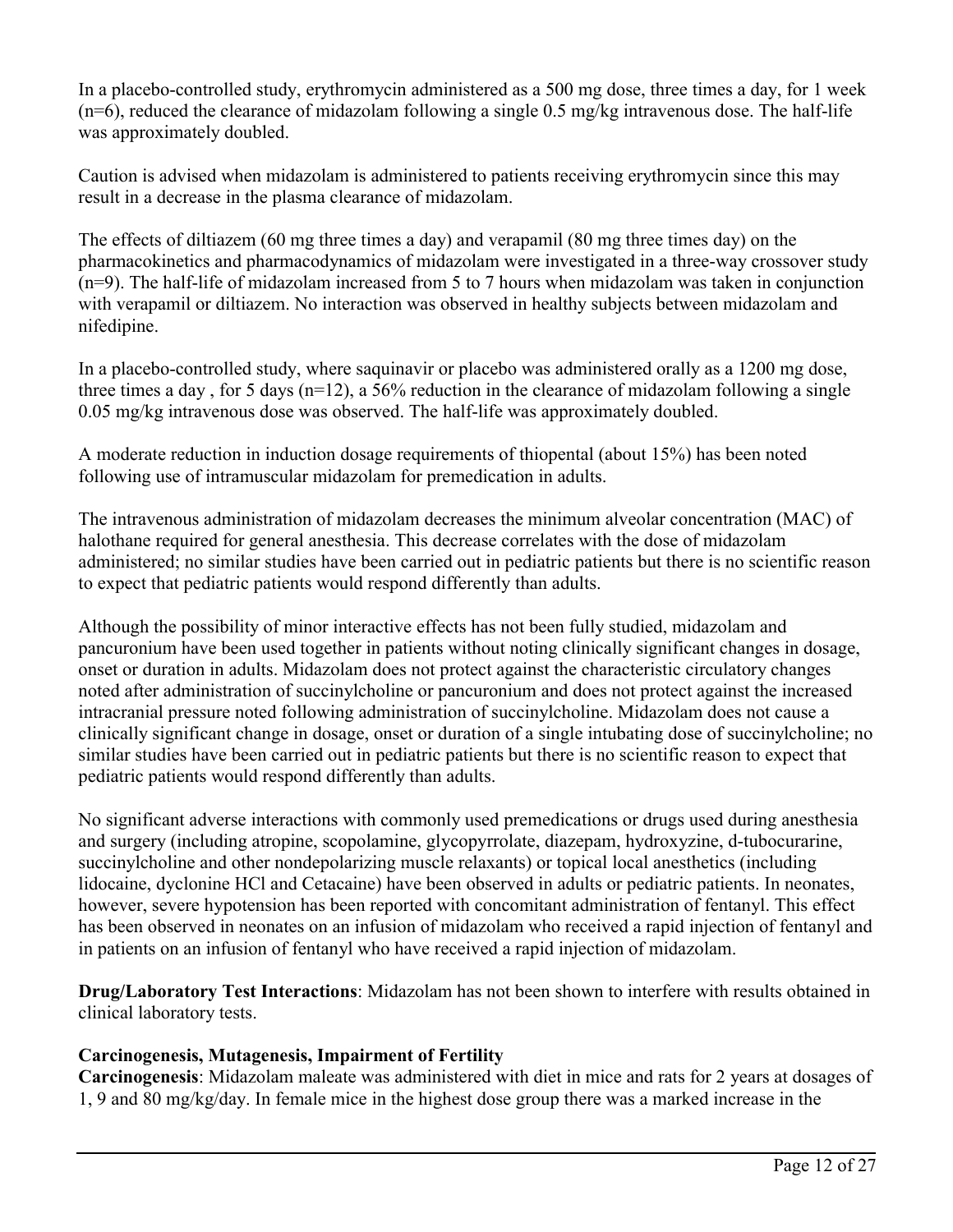In a placebo-controlled study, erythromycin administered as a 500 mg dose, three times a day, for 1 week (n=6), reduced the clearance of midazolam following a single 0.5 mg/kg intravenous dose. The half-life was approximately doubled.

Caution is advised when midazolam is administered to patients receiving erythromycin since this may result in a decrease in the plasma clearance of midazolam.

The effects of diltiazem (60 mg three times a day) and verapamil (80 mg three times day) on the pharmacokinetics and pharmacodynamics of midazolam were investigated in a three-way crossover study (n=9). The half-life of midazolam increased from 5 to 7 hours when midazolam was taken in conjunction with verapamil or diltiazem. No interaction was observed in healthy subjects between midazolam and nifedipine.

In a placebo-controlled study, where saquinavir or placebo was administered orally as a 1200 mg dose, three times a day , for 5 days (n=12), a 56% reduction in the clearance of midazolam following a single 0.05 mg/kg intravenous dose was observed. The half-life was approximately doubled.

A moderate reduction in induction dosage requirements of thiopental (about 15%) has been noted following use of intramuscular midazolam for premedication in adults.

The intravenous administration of midazolam decreases the minimum alveolar concentration (MAC) of halothane required for general anesthesia. This decrease correlates with the dose of midazolam administered; no similar studies have been carried out in pediatric patients but there is no scientific reason to expect that pediatric patients would respond differently than adults.

Although the possibility of minor interactive effects has not been fully studied, midazolam and pancuronium have been used together in patients without noting clinically significant changes in dosage, onset or duration in adults. Midazolam does not protect against the characteristic circulatory changes noted after administration of succinylcholine or pancuronium and does not protect against the increased intracranial pressure noted following administration of succinylcholine. Midazolam does not cause a clinically significant change in dosage, onset or duration of a single intubating dose of succinylcholine; no similar studies have been carried out in pediatric patients but there is no scientific reason to expect that pediatric patients would respond differently than adults.

No significant adverse interactions with commonly used premedications or drugs used during anesthesia and surgery (including atropine, scopolamine, glycopyrrolate, diazepam, hydroxyzine, d-tubocurarine, succinylcholine and other nondepolarizing muscle relaxants) or topical local anesthetics (including lidocaine, dyclonine HCl and Cetacaine) have been observed in adults or pediatric patients. In neonates, however, severe hypotension has been reported with concomitant administration of fentanyl. This effect has been observed in neonates on an infusion of midazolam who received a rapid injection of fentanyl and in patients on an infusion of fentanyl who have received a rapid injection of midazolam.

**Drug/Laboratory Test Interactions**: Midazolam has not been shown to interfere with results obtained in clinical laboratory tests.

**Carcinogenesis, Mutagenesis, Impairment of Fertility**

**Carcinogenesis**: Midazolam maleate was administered with diet in mice and rats for 2 years at dosages of 1, 9 and 80 mg/kg/day. In female mice in the highest dose group there was a marked increase in the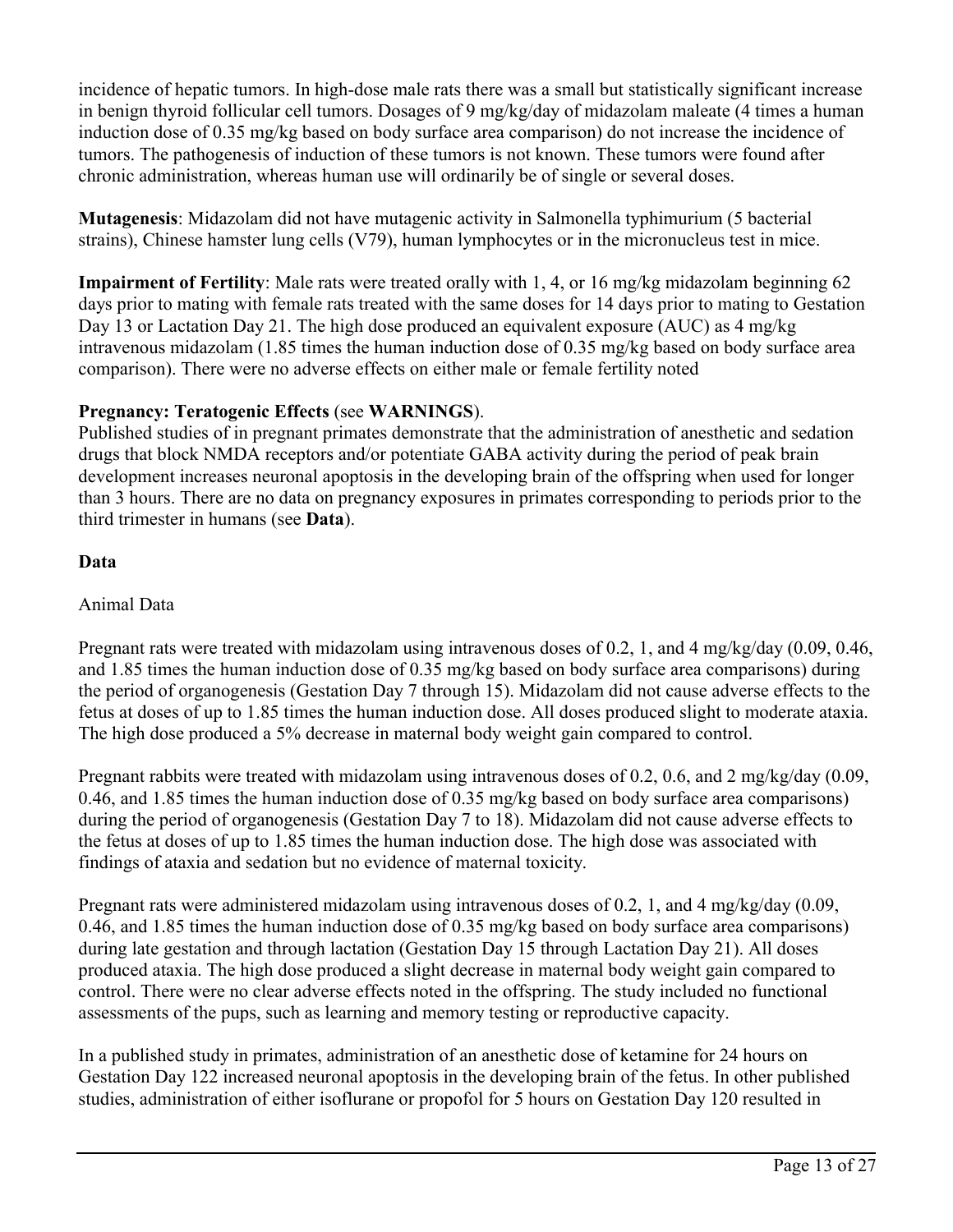incidence of hepatic tumors. In high-dose male rats there was a small but statistically significant increase in benign thyroid follicular cell tumors. Dosages of 9 mg/kg/day of midazolam maleate (4 times a human induction dose of 0.35 mg/kg based on body surface area comparison) do not increase the incidence of tumors. The pathogenesis of induction of these tumors is not known. These tumors were found after chronic administration, whereas human use will ordinarily be of single or several doses.

**Mutagenesis**: Midazolam did not have mutagenic activity in Salmonella typhimurium (5 bacterial strains), Chinese hamster lung cells (V79), human lymphocytes or in the micronucleus test in mice.

**Impairment of Fertility**: Male rats were treated orally with 1, 4, or 16 mg/kg midazolam beginning 62 days prior to mating with female rats treated with the same doses for 14 days prior to mating to Gestation Day 13 or Lactation Day 21. The high dose produced an equivalent exposure (AUC) as 4 mg/kg intravenous midazolam (1.85 times the human induction dose of 0.35 mg/kg based on body surface area comparison). There were no adverse effects on either male or female fertility noted

**Pregnancy: Teratogenic Effects** (see **WARNINGS**).
Published studies of in pregnant primates demonstrate that the administration of anesthetic and sedation drugs that block NMDA receptors and/or potentiate GABA activity during the period of peak brain development increases neuronal apoptosis in the developing brain of the offspring when used for longer than 3 hours. There are no data on pregnancy exposures in primates corresponding to periods prior to the third trimester in humans (see **Data**).

**Data**

Animal Data

Pregnant rats were treated with midazolam using intravenous doses of 0.2, 1, and 4 mg/kg/day (0.09, 0.46, and 1.85 times the human induction dose of 0.35 mg/kg based on body surface area comparisons) during the period of organogenesis (Gestation Day 7 through 15). Midazolam did not cause adverse effects to the fetus at doses of up to 1.85 times the human induction dose. All doses produced slight to moderate ataxia. The high dose produced a 5% decrease in maternal body weight gain compared to control.

Pregnant rabbits were treated with midazolam using intravenous doses of 0.2, 0.6, and 2 mg/kg/day (0.09, 0.46, and 1.85 times the human induction dose of 0.35 mg/kg based on body surface area comparisons) during the period of organogenesis (Gestation Day 7 to 18). Midazolam did not cause adverse effects to the fetus at doses of up to 1.85 times the human induction dose. The high dose was associated with findings of ataxia and sedation but no evidence of maternal toxicity.

Pregnant rats were administered midazolam using intravenous doses of 0.2, 1, and 4 mg/kg/day (0.09, 0.46, and 1.85 times the human induction dose of 0.35 mg/kg based on body surface area comparisons) during late gestation and through lactation (Gestation Day 15 through Lactation Day 21). All doses produced ataxia. The high dose produced a slight decrease in maternal body weight gain compared to control. There were no clear adverse effects noted in the offspring. The study included no functional assessments of the pups, such as learning and memory testing or reproductive capacity.

In a published study in primates, administration of an anesthetic dose of ketamine for 24 hours on Gestation Day 122 increased neuronal apoptosis in the developing brain of the fetus. In other published studies, administration of either isoflurane or propofol for 5 hours on Gestation Day 120 resulted in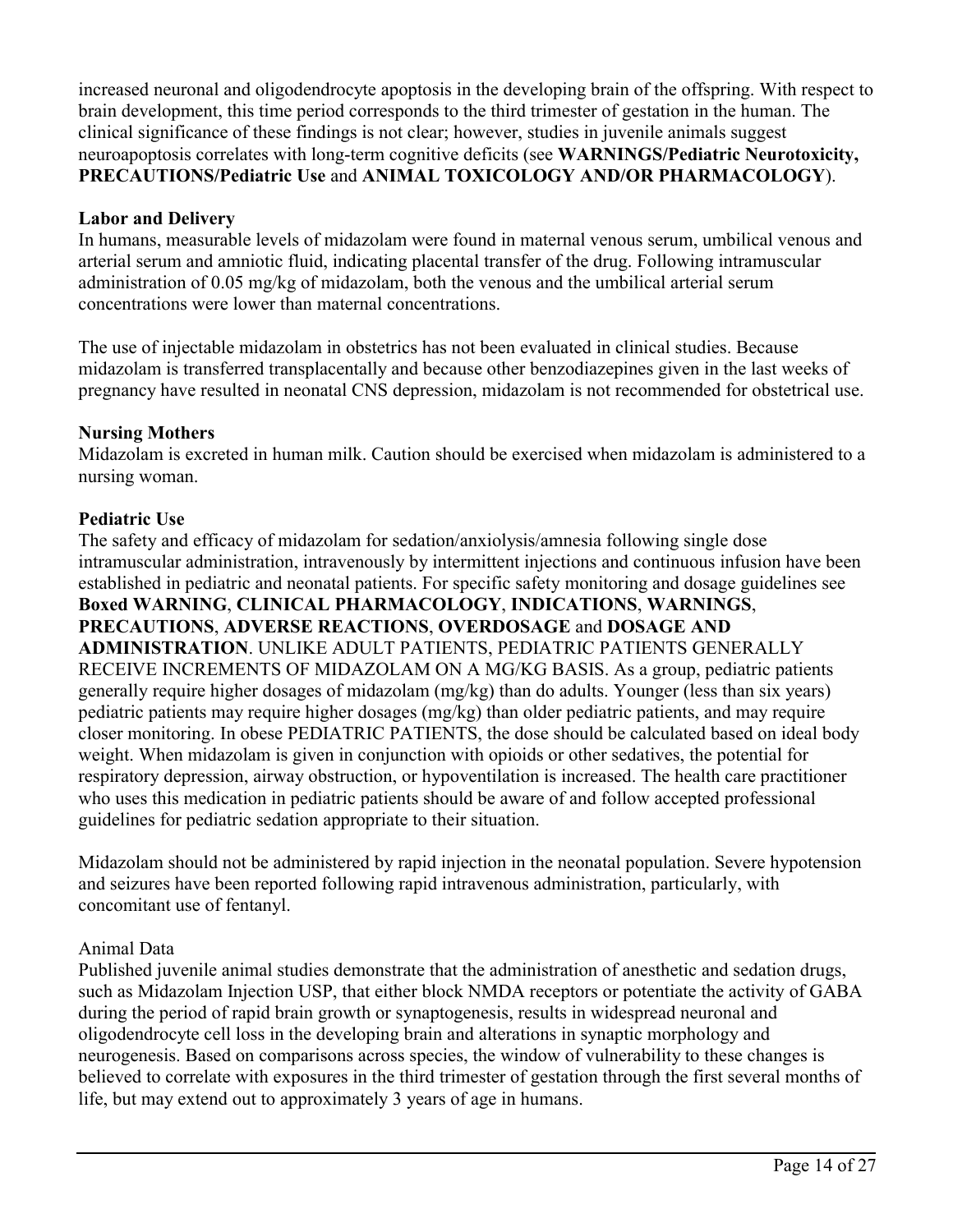increased neuronal and oligodendrocyte apoptosis in the developing brain of the offspring. With respect to brain development, this time period corresponds to the third trimester of gestation in the human. The clinical significance of these findings is not clear; however, studies in juvenile animals suggest neuroapoptosis correlates with long-term cognitive deficits (see **WARNINGS/Pediatric Neurotoxicity, PRECAUTIONS/Pediatric Use** and **ANIMAL TOXICOLOGY AND/OR PHARMACOLOGY**).

### Labor and Delivery

In humans, measurable levels of midazolam were found in maternal venous serum, umbilical venous and arterial serum and amniotic fluid, indicating placental transfer of the drug. Following intramuscular administration of 0.05 mg/kg of midazolam, both the venous and the umbilical arterial serum concentrations were lower than maternal concentrations.

The use of injectable midazolam in obstetrics has not been evaluated in clinical studies. Because midazolam is transferred transplacentally and because other benzodiazepines given in the last weeks of pregnancy have resulted in neonatal CNS depression, midazolam is not recommended for obstetrical use.

### Nursing Mothers

Midazolam is excreted in human milk. Caution should be exercised when midazolam is administered to a nursing woman.

### Pediatric Use

The safety and efficacy of midazolam for sedation/anxiolysis/amnesia following single dose intramuscular administration, intravenously by intermittent injections and continuous infusion have been established in pediatric and neonatal patients. For specific safety monitoring and dosage guidelines see **Boxed WARNING**, **CLINICAL PHARMACOLOGY**, **INDICATIONS**, **WARNINGS**, **PRECAUTIONS**, **ADVERSE REACTIONS**, **OVERDOSAGE** and **DOSAGE AND ADMINISTRATION**. UNLIKE ADULT PATIENTS, PEDIATRIC PATIENTS GENERALLY RECEIVE INCREMENTS OF MIDAZOLAM ON A MG/KG BASIS. As a group, pediatric patients generally require higher dosages of midazolam (mg/kg) than do adults. Younger (less than six years) pediatric patients may require higher dosages (mg/kg) than older pediatric patients, and may require closer monitoring. In obese PEDIATRIC PATIENTS, the dose should be calculated based on ideal body weight. When midazolam is given in conjunction with opioids or other sedatives, the potential for respiratory depression, airway obstruction, or hypoventilation is increased. The health care practitioner who uses this medication in pediatric patients should be aware of and follow accepted professional guidelines for pediatric sedation appropriate to their situation.

Midazolam should not be administered by rapid injection in the neonatal population. Severe hypotension and seizures have been reported following rapid intravenous administration, particularly, with concomitant use of fentanyl.

Animal Data

Published juvenile animal studies demonstrate that the administration of anesthetic and sedation drugs, such as Midazolam Injection USP, that either block NMDA receptors or potentiate the activity of GABA during the period of rapid brain growth or synaptogenesis, results in widespread neuronal and oligodendrocyte cell loss in the developing brain and alterations in synaptic morphology and neurogenesis. Based on comparisons across species, the window of vulnerability to these changes is believed to correlate with exposures in the third trimester of gestation through the first several months of life, but may extend out to approximately 3 years of age in humans.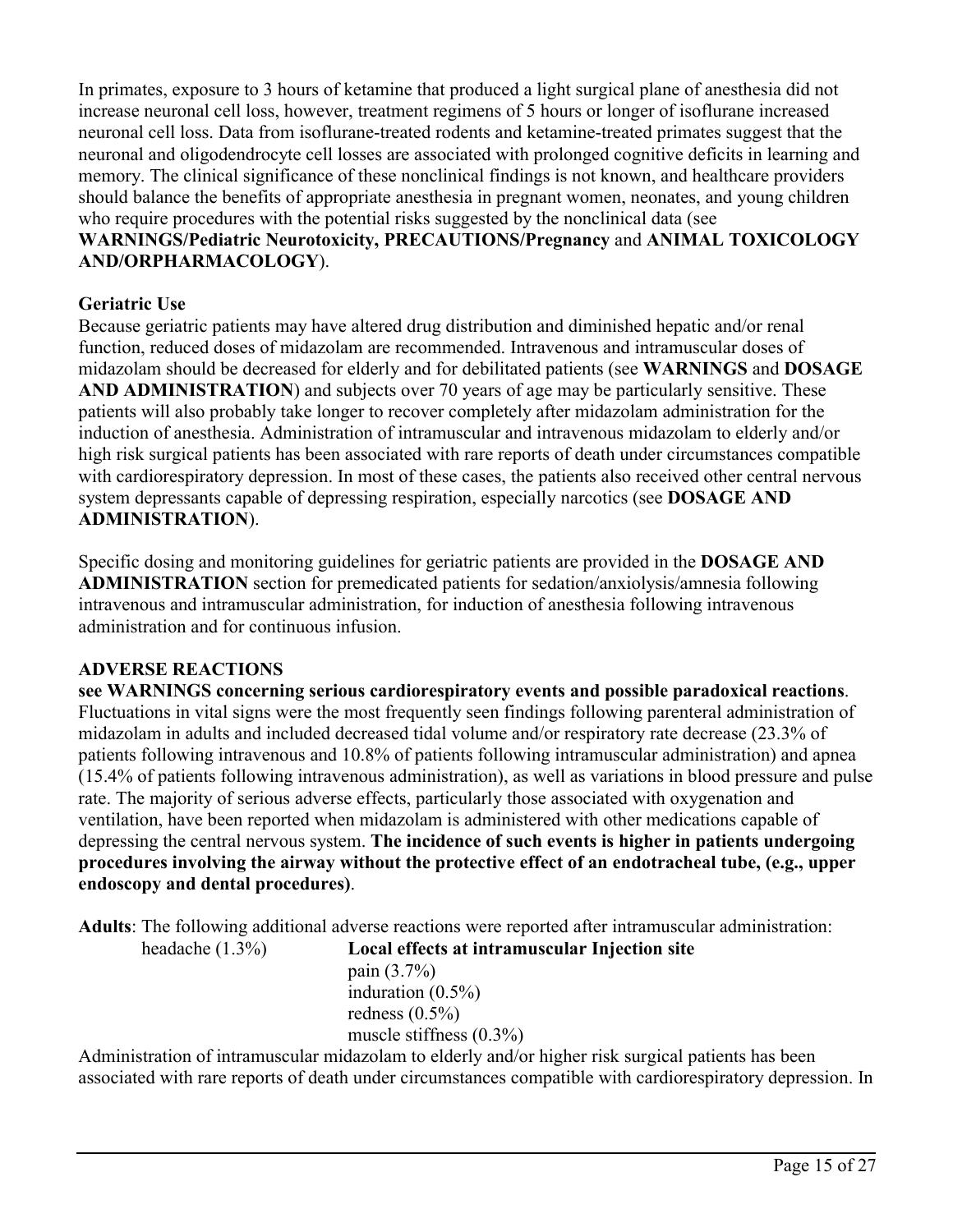In primates, exposure to 3 hours of ketamine that produced a light surgical plane of anesthesia did not increase neuronal cell loss, however, treatment regimens of 5 hours or longer of isoflurane increased neuronal cell loss. Data from isoflurane-treated rodents and ketamine-treated primates suggest that the neuronal and oligodendrocyte cell losses are associated with prolonged cognitive deficits in learning and memory. The clinical significance of these nonclinical findings is not known, and healthcare providers should balance the benefits of appropriate anesthesia in pregnant women, neonates, and young children who require procedures with the potential risks suggested by the nonclinical data (see **WARNINGS/Pediatric Neurotoxicity, PRECAUTIONS/Pregnancy** and **ANIMAL TOXICOLOGY AND/ORPHARMACOLOGY**).

**Geriatric Use**

Because geriatric patients may have altered drug distribution and diminished hepatic and/or renal function, reduced doses of midazolam are recommended. Intravenous and intramuscular doses of midazolam should be decreased for elderly and for debilitated patients (see **WARNINGS** and **DOSAGE AND ADMINISTRATION**) and subjects over 70 years of age may be particularly sensitive. These patients will also probably take longer to recover completely after midazolam administration for the induction of anesthesia. Administration of intramuscular and intravenous midazolam to elderly and/or high risk surgical patients has been associated with rare reports of death under circumstances compatible with cardiorespiratory depression. In most of these cases, the patients also received other central nervous system depressants capable of depressing respiration, especially narcotics (see **DOSAGE AND ADMINISTRATION**).

Specific dosing and monitoring guidelines for geriatric patients are provided in the **DOSAGE AND ADMINISTRATION** section for premedicated patients for sedation/anxiolysis/amnesia following intravenous and intramuscular administration, for induction of anesthesia following intravenous administration and for continuous infusion.

## ADVERSE REACTIONS

**see WARNINGS concerning serious cardiorespiratory events and possible paradoxical reactions**. Fluctuations in vital signs were the most frequently seen findings following parenteral administration of midazolam in adults and included decreased tidal volume and/or respiratory rate decrease (23.3% of patients following intravenous and 10.8% of patients following intramuscular administration) and apnea (15.4% of patients following intravenous administration), as well as variations in blood pressure and pulse rate. The majority of serious adverse effects, particularly those associated with oxygenation and ventilation, have been reported when midazolam is administered with other medications capable of depressing the central nervous system. **The incidence of such events is higher in patients undergoing procedures involving the airway without the protective effect of an endotracheal tube, (e.g., upper endoscopy and dental procedures)**.

**Adults**: The following additional adverse reactions were reported after intramuscular administration:

| | **Local effects at intramuscular Injection site** |
|---|---|
| headache (1.3%) | pain (3.7%) |
| | induration (0.5%) |
| | redness (0.5%) |
| | muscle stiffness (0.3%) |

Administration of intramuscular midazolam to elderly and/or higher risk surgical patients has been associated with rare reports of death under circumstances compatible with cardiorespiratory depression. In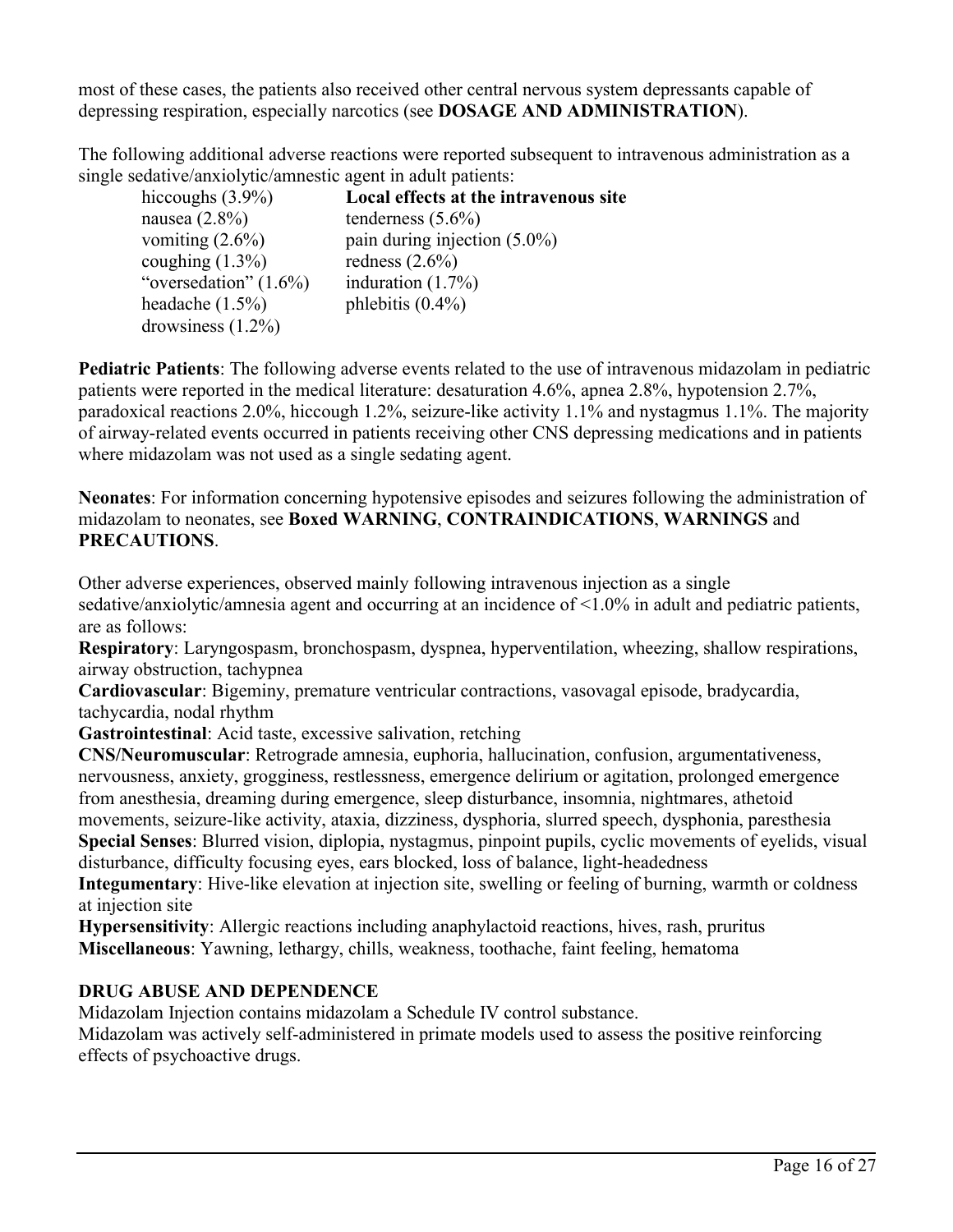most of these cases, the patients also received other central nervous system depressants capable of depressing respiration, especially narcotics (see **DOSAGE AND ADMINISTRATION**).

The following additional adverse reactions were reported subsequent to intravenous administration as a single sedative/anxiolytic/amnestic agent in adult patients:

| | **Local effects at the intravenous site** |
|---|---|
| hiccoughs (3.9%) | |
| nausea (2.8%) | tenderness (5.6%) |
| vomiting (2.6%) | pain during injection (5.0%) |
| coughing (1.3%) | redness (2.6%) |
| "oversedation" (1.6%) | induration (1.7%) |
| headache (1.5%) | phlebitis (0.4%) |
| drowsiness (1.2%) | |

**Pediatric Patients**: The following adverse events related to the use of intravenous midazolam in pediatric patients were reported in the medical literature: desaturation 4.6%, apnea 2.8%, hypotension 2.7%, paradoxical reactions 2.0%, hiccough 1.2%, seizure-like activity 1.1% and nystagmus 1.1%. The majority of airway-related events occurred in patients receiving other CNS depressing medications and in patients where midazolam was not used as a single sedating agent.

**Neonates**: For information concerning hypotensive episodes and seizures following the administration of midazolam to neonates, see **Boxed WARNING**, **CONTRAINDICATIONS**, **WARNINGS** and **PRECAUTIONS**.

Other adverse experiences, observed mainly following intravenous injection as a single sedative/anxiolytic/amnesia agent and occurring at an incidence of <1.0% in adult and pediatric patients, are as follows:

**Respiratory**: Laryngospasm, bronchospasm, dyspnea, hyperventilation, wheezing, shallow respirations, airway obstruction, tachypnea

**Cardiovascular**: Bigeminy, premature ventricular contractions, vasovagal episode, bradycardia, tachycardia, nodal rhythm

**Gastrointestinal**: Acid taste, excessive salivation, retching

**CNS/Neuromuscular**: Retrograde amnesia, euphoria, hallucination, confusion, argumentativeness, nervousness, anxiety, grogginess, restlessness, emergence delirium or agitation, prolonged emergence from anesthesia, dreaming during emergence, sleep disturbance, insomnia, nightmares, athetoid movements, seizure-like activity, ataxia, dizziness, dysphoria, slurred speech, dysphonia, paresthesia

**Special Senses**: Blurred vision, diplopia, nystagmus, pinpoint pupils, cyclic movements of eyelids, visual disturbance, difficulty focusing eyes, ears blocked, loss of balance, light-headedness

**Integumentary**: Hive-like elevation at injection site, swelling or feeling of burning, warmth or coldness at injection site

**Hypersensitivity**: Allergic reactions including anaphylactoid reactions, hives, rash, pruritus

**Miscellaneous**: Yawning, lethargy, chills, weakness, toothache, faint feeling, hematoma

## DRUG ABUSE AND DEPENDENCE

Midazolam Injection contains midazolam a Schedule IV control substance.

Midazolam was actively self-administered in primate models used to assess the positive reinforcing effects of psychoactive drugs.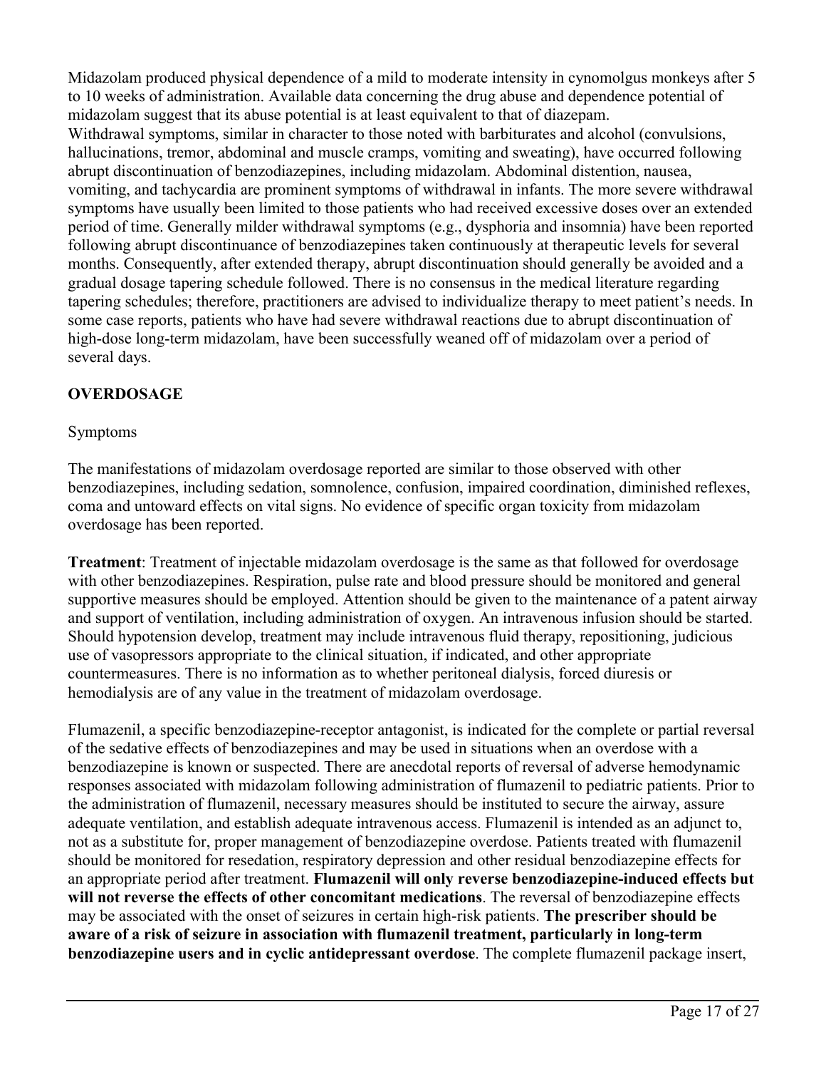Midazolam produced physical dependence of a mild to moderate intensity in cynomolgus monkeys after 5 to 10 weeks of administration. Available data concerning the drug abuse and dependence potential of midazolam suggest that its abuse potential is at least equivalent to that of diazepam.
Withdrawal symptoms, similar in character to those noted with barbiturates and alcohol (convulsions, hallucinations, tremor, abdominal and muscle cramps, vomiting and sweating), have occurred following abrupt discontinuation of benzodiazepines, including midazolam. Abdominal distention, nausea, vomiting, and tachycardia are prominent symptoms of withdrawal in infants. The more severe withdrawal symptoms have usually been limited to those patients who had received excessive doses over an extended period of time. Generally milder withdrawal symptoms (e.g., dysphoria and insomnia) have been reported following abrupt discontinuance of benzodiazepines taken continuously at therapeutic levels for several months. Consequently, after extended therapy, abrupt discontinuation should generally be avoided and a gradual dosage tapering schedule followed. There is no consensus in the medical literature regarding tapering schedules; therefore, practitioners are advised to individualize therapy to meet patient's needs. In some case reports, patients who have had severe withdrawal reactions due to abrupt discontinuation of high-dose long-term midazolam, have been successfully weaned off of midazolam over a period of several days.

## OVERDOSAGE

Symptoms

The manifestations of midazolam overdosage reported are similar to those observed with other benzodiazepines, including sedation, somnolence, confusion, impaired coordination, diminished reflexes, coma and untoward effects on vital signs. No evidence of specific organ toxicity from midazolam overdosage has been reported.

**Treatment**: Treatment of injectable midazolam overdosage is the same as that followed for overdosage with other benzodiazepines. Respiration, pulse rate and blood pressure should be monitored and general supportive measures should be employed. Attention should be given to the maintenance of a patent airway and support of ventilation, including administration of oxygen. An intravenous infusion should be started. Should hypotension develop, treatment may include intravenous fluid therapy, repositioning, judicious use of vasopressors appropriate to the clinical situation, if indicated, and other appropriate countermeasures. There is no information as to whether peritoneal dialysis, forced diuresis or hemodialysis are of any value in the treatment of midazolam overdosage.

Flumazenil, a specific benzodiazepine-receptor antagonist, is indicated for the complete or partial reversal of the sedative effects of benzodiazepines and may be used in situations when an overdose with a benzodiazepine is known or suspected. There are anecdotal reports of reversal of adverse hemodynamic responses associated with midazolam following administration of flumazenil to pediatric patients. Prior to the administration of flumazenil, necessary measures should be instituted to secure the airway, assure adequate ventilation, and establish adequate intravenous access. Flumazenil is intended as an adjunct to, not as a substitute for, proper management of benzodiazepine overdose. Patients treated with flumazenil should be monitored for resedation, respiratory depression and other residual benzodiazepine effects for an appropriate period after treatment. **Flumazenil will only reverse benzodiazepine-induced effects but will not reverse the effects of other concomitant medications**. The reversal of benzodiazepine effects may be associated with the onset of seizures in certain high-risk patients. **The prescriber should be aware of a risk of seizure in association with flumazenil treatment, particularly in long-term benzodiazepine users and in cyclic antidepressant overdose**. The complete flumazenil package insert,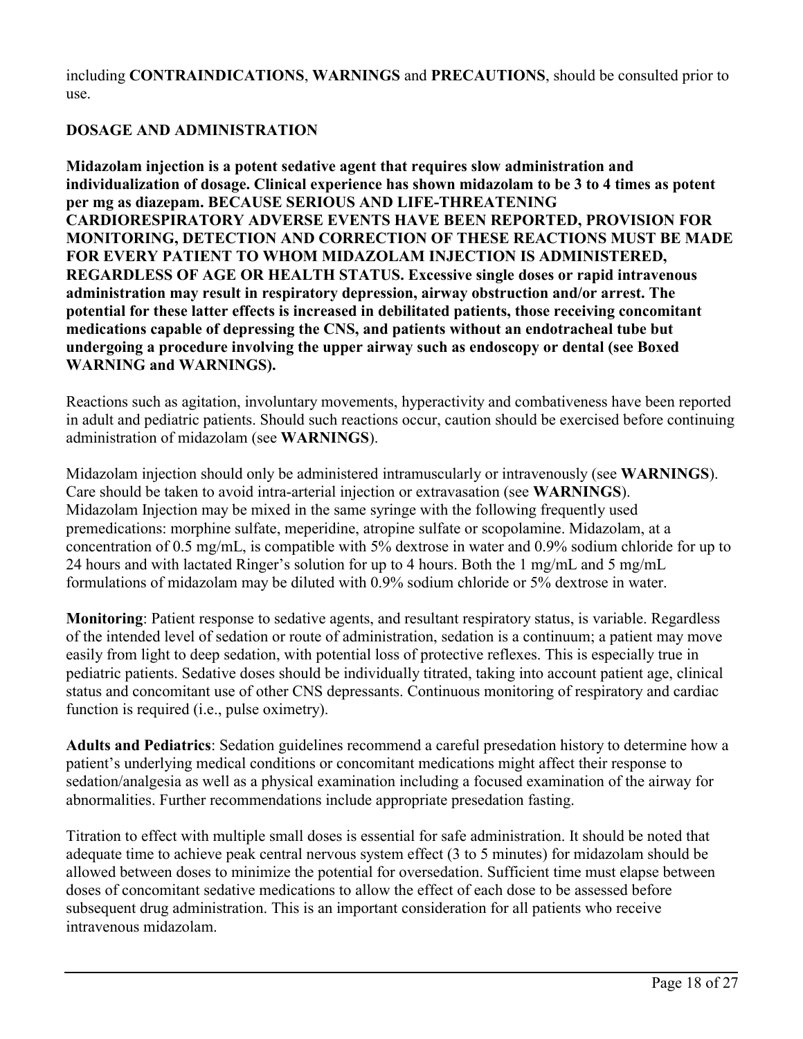including **CONTRAINDICATIONS**, **WARNINGS** and **PRECAUTIONS**, should be consulted prior to use.

## DOSAGE AND ADMINISTRATION

**Midazolam injection is a potent sedative agent that requires slow administration and individualization of dosage. Clinical experience has shown midazolam to be 3 to 4 times as potent per mg as diazepam. BECAUSE SERIOUS AND LIFE-THREATENING CARDIORESPIRATORY ADVERSE EVENTS HAVE BEEN REPORTED, PROVISION FOR MONITORING, DETECTION AND CORRECTION OF THESE REACTIONS MUST BE MADE FOR EVERY PATIENT TO WHOM MIDAZOLAM INJECTION IS ADMINISTERED, REGARDLESS OF AGE OR HEALTH STATUS. Excessive single doses or rapid intravenous administration may result in respiratory depression, airway obstruction and/or arrest. The potential for these latter effects is increased in debilitated patients, those receiving concomitant medications capable of depressing the CNS, and patients without an endotracheal tube but undergoing a procedure involving the upper airway such as endoscopy or dental (see Boxed WARNING and WARNINGS).**

Reactions such as agitation, involuntary movements, hyperactivity and combativeness have been reported in adult and pediatric patients. Should such reactions occur, caution should be exercised before continuing administration of midazolam (see **WARNINGS**).

Midazolam injection should only be administered intramuscularly or intravenously (see **WARNINGS**). Care should be taken to avoid intra-arterial injection or extravasation (see **WARNINGS**). Midazolam Injection may be mixed in the same syringe with the following frequently used premedications: morphine sulfate, meperidine, atropine sulfate or scopolamine. Midazolam, at a concentration of 0.5 mg/mL, is compatible with 5% dextrose in water and 0.9% sodium chloride for up to 24 hours and with lactated Ringer's solution for up to 4 hours. Both the 1 mg/mL and 5 mg/mL formulations of midazolam may be diluted with 0.9% sodium chloride or 5% dextrose in water.

**Monitoring**: Patient response to sedative agents, and resultant respiratory status, is variable. Regardless of the intended level of sedation or route of administration, sedation is a continuum; a patient may move easily from light to deep sedation, with potential loss of protective reflexes. This is especially true in pediatric patients. Sedative doses should be individually titrated, taking into account patient age, clinical status and concomitant use of other CNS depressants. Continuous monitoring of respiratory and cardiac function is required (i.e., pulse oximetry).

**Adults and Pediatrics**: Sedation guidelines recommend a careful presedation history to determine how a patient's underlying medical conditions or concomitant medications might affect their response to sedation/analgesia as well as a physical examination including a focused examination of the airway for abnormalities. Further recommendations include appropriate presedation fasting.

Titration to effect with multiple small doses is essential for safe administration. It should be noted that adequate time to achieve peak central nervous system effect (3 to 5 minutes) for midazolam should be allowed between doses to minimize the potential for oversedation. Sufficient time must elapse between doses of concomitant sedative medications to allow the effect of each dose to be assessed before subsequent drug administration. This is an important consideration for all patients who receive intravenous midazolam.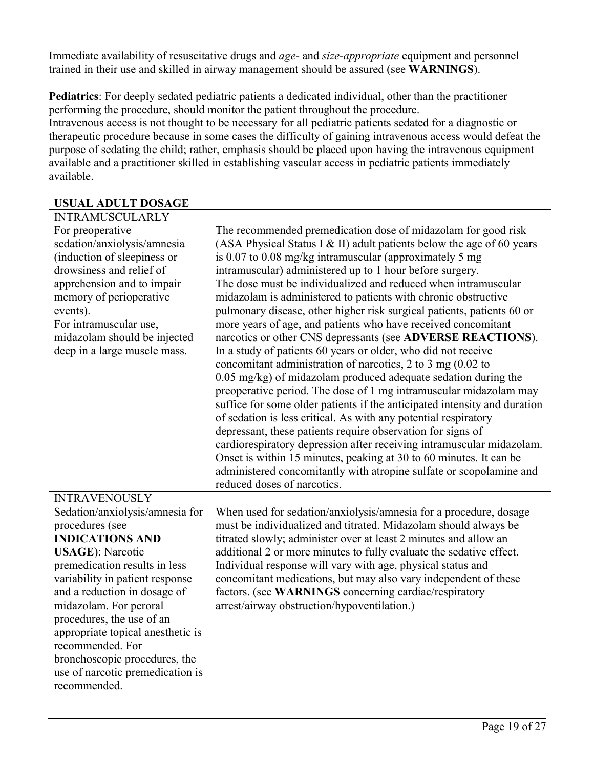Immediate availability of resuscitative drugs and *age-* and *size-appropriate* equipment and personnel trained in their use and skilled in airway management should be assured (see **WARNINGS**).

**Pediatrics**: For deeply sedated pediatric patients a dedicated individual, other than the practitioner performing the procedure, should monitor the patient throughout the procedure.
Intravenous access is not thought to be necessary for all pediatric patients sedated for a diagnostic or therapeutic procedure because in some cases the difficulty of gaining intravenous access would defeat the purpose of sedating the child; rather, emphasis should be placed upon having the intravenous equipment available and a practitioner skilled in establishing vascular access in pediatric patients immediately available.

**USUAL ADULT DOSAGE**

| | |
|---|---|
| INTRAMUSCULARLY | |
| For preoperative sedation/anxiolysis/amnesia (induction of sleepiness or drowsiness and relief of apprehension and to impair memory of perioperative events). For intramuscular use, midazolam should be injected deep in a large muscle mass. | The recommended premedication dose of midazolam for good risk (ASA Physical Status I & II) adult patients below the age of 60 years is 0.07 to 0.08 mg/kg intramuscular (approximately 5 mg intramuscular) administered up to 1 hour before surgery. The dose must be individualized and reduced when intramuscular midazolam is administered to patients with chronic obstructive pulmonary disease, other higher risk surgical patients, patients 60 or more years of age, and patients who have received concomitant narcotics or other CNS depressants (see **ADVERSE REACTIONS**). In a study of patients 60 years or older, who did not receive concomitant administration of narcotics, 2 to 3 mg (0.02 to 0.05 mg/kg) of midazolam produced adequate sedation during the preoperative period. The dose of 1 mg intramuscular midazolam may suffice for some older patients if the anticipated intensity and duration of sedation is less critical. As with any potential respiratory depressant, these patients require observation for signs of cardiorespiratory depression after receiving intramuscular midazolam. Onset is within 15 minutes, peaking at 30 to 60 minutes. It can be administered concomitantly with atropine sulfate or scopolamine and reduced doses of narcotics. |
| INTRAVENOUSLY | |
| Sedation/anxiolysis/amnesia for procedures (see **INDICATIONS AND USAGE**): Narcotic premedication results in less variability in patient response and a reduction in dosage of midazolam. For peroral procedures, the use of an appropriate topical anesthetic is recommended. For bronchoscopic procedures, the use of narcotic premedication is recommended. | When used for sedation/anxiolysis/amnesia for a procedure, dosage must be individualized and titrated. Midazolam should always be titrated slowly; administer over at least 2 minutes and allow an additional 2 or more minutes to fully evaluate the sedative effect. Individual response will vary with age, physical status and concomitant medications, but may also vary independent of these factors. (see **WARNINGS** concerning cardiac/respiratory arrest/airway obstruction/hypoventilation.) |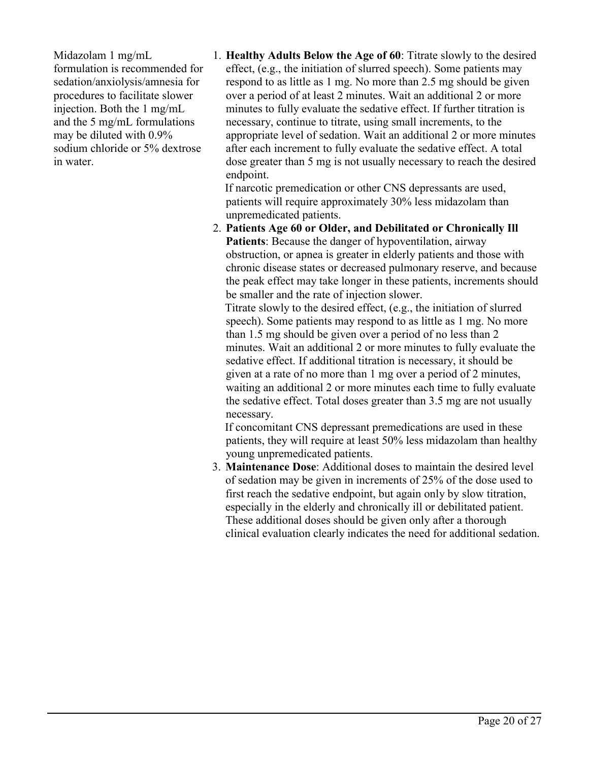Midazolam 1 mg/mL formulation is recommended for sedation/anxiolysis/amnesia for procedures to facilitate slower injection. Both the 1 mg/mL and the 5 mg/mL formulations may be diluted with 0.9% sodium chloride or 5% dextrose in water.

1. **Healthy Adults Below the Age of 60**: Titrate slowly to the desired effect, (e.g., the initiation of slurred speech). Some patients may respond to as little as 1 mg. No more than 2.5 mg should be given over a period of at least 2 minutes. Wait an additional 2 or more minutes to fully evaluate the sedative effect. If further titration is necessary, continue to titrate, using small increments, to the appropriate level of sedation. Wait an additional 2 or more minutes after each increment to fully evaluate the sedative effect. A total dose greater than 5 mg is not usually necessary to reach the desired endpoint.

   If narcotic premedication or other CNS depressants are used, patients will require approximately 30% less midazolam than unpremedicated patients.

2. **Patients Age 60 or Older, and Debilitated or Chronically Ill Patients**: Because the danger of hypoventilation, airway obstruction, or apnea is greater in elderly patients and those with chronic disease states or decreased pulmonary reserve, and because the peak effect may take longer in these patients, increments should be smaller and the rate of injection slower.

   Titrate slowly to the desired effect, (e.g., the initiation of slurred speech). Some patients may respond to as little as 1 mg. No more than 1.5 mg should be given over a period of no less than 2 minutes. Wait an additional 2 or more minutes to fully evaluate the sedative effect. If additional titration is necessary, it should be given at a rate of no more than 1 mg over a period of 2 minutes, waiting an additional 2 or more minutes each time to fully evaluate the sedative effect. Total doses greater than 3.5 mg are not usually necessary.

   If concomitant CNS depressant premedications are used in these patients, they will require at least 50% less midazolam than healthy young unpremedicated patients.

3. **Maintenance Dose**: Additional doses to maintain the desired level of sedation may be given in increments of 25% of the dose used to first reach the sedative endpoint, but again only by slow titration, especially in the elderly and chronically ill or debilitated patient. These additional doses should be given only after a thorough clinical evaluation clearly indicates the need for additional sedation.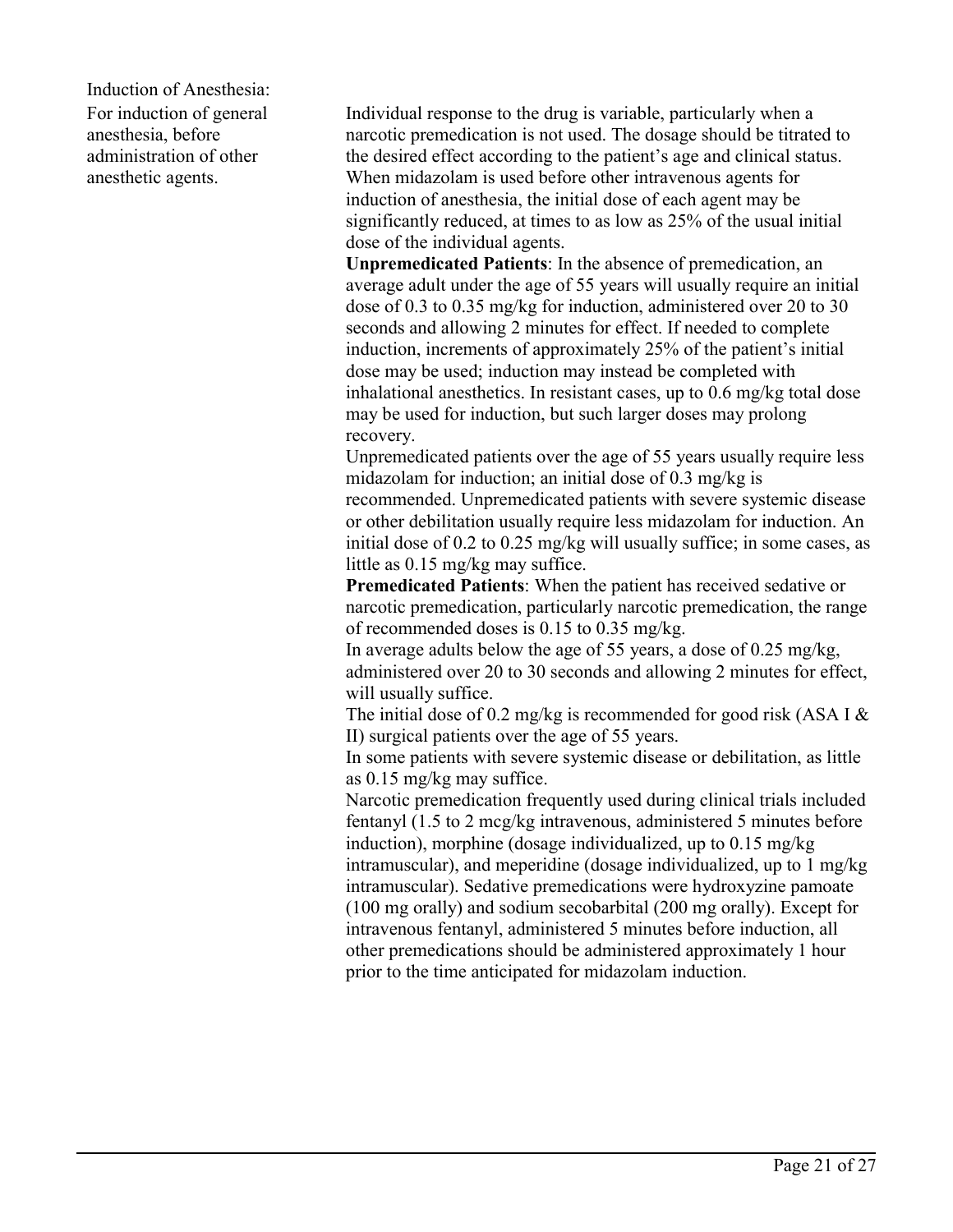| Induction of Anesthesia: | |
|---|---|
| For induction of general anesthesia, before administration of other anesthetic agents. | Individual response to the drug is variable, particularly when a narcotic premedication is not used. The dosage should be titrated to the desired effect according to the patient's age and clinical status. When midazolam is used before other intravenous agents for induction of anesthesia, the initial dose of each agent may be significantly reduced, at times to as low as 25% of the usual initial dose of the individual agents.<br>**Unpremedicated Patients**: In the absence of premedication, an average adult under the age of 55 years will usually require an initial dose of 0.3 to 0.35 mg/kg for induction, administered over 20 to 30 seconds and allowing 2 minutes for effect. If needed to complete induction, increments of approximately 25% of the patient's initial dose may be used; induction may instead be completed with inhalational anesthetics. In resistant cases, up to 0.6 mg/kg total dose may be used for induction, but such larger doses may prolong recovery.<br>Unpremedicated patients over the age of 55 years usually require less midazolam for induction; an initial dose of 0.3 mg/kg is recommended. Unpremedicated patients with severe systemic disease or other debilitation usually require less midazolam for induction. An initial dose of 0.2 to 0.25 mg/kg will usually suffice; in some cases, as little as 0.15 mg/kg may suffice.<br>**Premedicated Patients**: When the patient has received sedative or narcotic premedication, particularly narcotic premedication, the range of recommended doses is 0.15 to 0.35 mg/kg.<br>In average adults below the age of 55 years, a dose of 0.25 mg/kg, administered over 20 to 30 seconds and allowing 2 minutes for effect, will usually suffice.<br>The initial dose of 0.2 mg/kg is recommended for good risk (ASA I & II) surgical patients over the age of 55 years.<br>In some patients with severe systemic disease or debilitation, as little as 0.15 mg/kg may suffice.<br>Narcotic premedication frequently used during clinical trials included fentanyl (1.5 to 2 mcg/kg intravenous, administered 5 minutes before induction), morphine (dosage individualized, up to 0.15 mg/kg intramuscular), and meperidine (dosage individualized, up to 1 mg/kg intramuscular). Sedative premedications were hydroxyzine pamoate (100 mg orally) and sodium secobarbital (200 mg orally). Except for intravenous fentanyl, administered 5 minutes before induction, all other premedications should be administered approximately 1 hour prior to the time anticipated for midazolam induction. |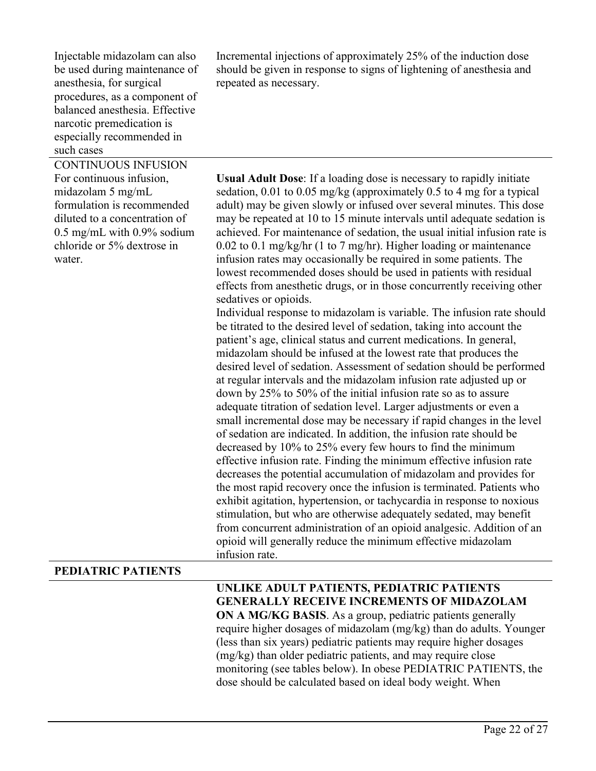| | |
|---|---|
| Injectable midazolam can also be used during maintenance of anesthesia, for surgical procedures, as a component of balanced anesthesia. Effective narcotic premedication is especially recommended in such cases | Incremental injections of approximately 25% of the induction dose should be given in response to signs of lightening of anesthesia and repeated as necessary. |
| CONTINUOUS INFUSION<br>For continuous infusion, midazolam 5 mg/mL formulation is recommended diluted to a concentration of 0.5 mg/mL with 0.9% sodium chloride or 5% dextrose in water. | **Usual Adult Dose**: If a loading dose is necessary to rapidly initiate sedation, 0.01 to 0.05 mg/kg (approximately 0.5 to 4 mg for a typical adult) may be given slowly or infused over several minutes. This dose may be repeated at 10 to 15 minute intervals until adequate sedation is achieved. For maintenance of sedation, the usual initial infusion rate is 0.02 to 0.1 mg/kg/hr (1 to 7 mg/hr). Higher loading or maintenance infusion rates may occasionally be required in some patients. The lowest recommended doses should be used in patients with residual effects from anesthetic drugs, or in those concurrently receiving other sedatives or opioids.<br>Individual response to midazolam is variable. The infusion rate should be titrated to the desired level of sedation, taking into account the patient's age, clinical status and current medications. In general, midazolam should be infused at the lowest rate that produces the desired level of sedation. Assessment of sedation should be performed at regular intervals and the midazolam infusion rate adjusted up or down by 25% to 50% of the initial infusion rate so as to assure adequate titration of sedation level. Larger adjustments or even a small incremental dose may be necessary if rapid changes in the level of sedation are indicated. In addition, the infusion rate should be decreased by 10% to 25% every few hours to find the minimum effective infusion rate. Finding the minimum effective infusion rate decreases the potential accumulation of midazolam and provides for the most rapid recovery once the infusion is terminated. Patients who exhibit agitation, hypertension, or tachycardia in response to noxious stimulation, but who are otherwise adequately sedated, may benefit from concurrent administration of an opioid analgesic. Addition of an opioid will generally reduce the minimum effective midazolam infusion rate. |
| **PEDIATRIC PATIENTS** | |
| | **UNLIKE ADULT PATIENTS, PEDIATRIC PATIENTS GENERALLY RECEIVE INCREMENTS OF MIDAZOLAM ON A MG/KG BASIS**. As a group, pediatric patients generally require higher dosages of midazolam (mg/kg) than do adults. Younger (less than six years) pediatric patients may require higher dosages (mg/kg) than older pediatric patients, and may require close monitoring (see tables below). In obese PEDIATRIC PATIENTS, the dose should be calculated based on ideal body weight. When |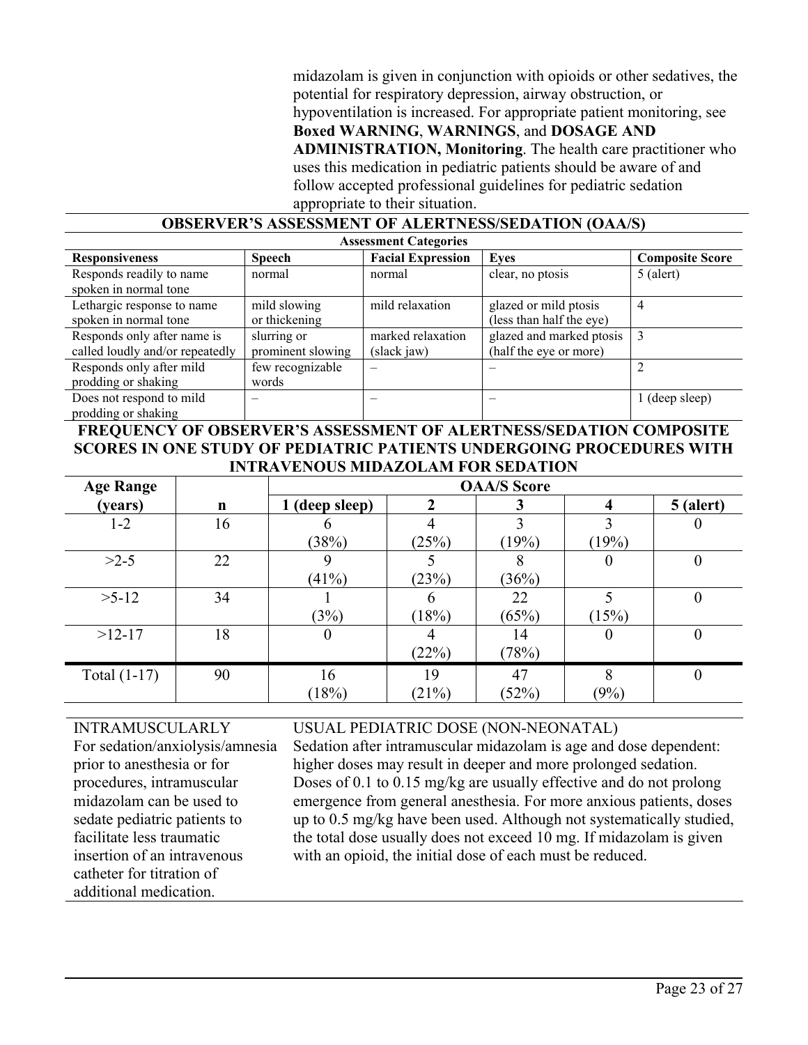midazolam is given in conjunction with opioids or other sedatives, the potential for respiratory depression, airway obstruction, or hypoventilation is increased. For appropriate patient monitoring, see **Boxed WARNING**, **WARNINGS**, and **DOSAGE AND ADMINISTRATION, Monitoring**. The health care practitioner who uses this medication in pediatric patients should be aware of and follow accepted professional guidelines for pediatric sedation appropriate to their situation.

**OBSERVER'S ASSESSMENT OF ALERTNESS/SEDATION (OAA/S)**

| Assessment Categories | | | | |
|---|---|---|---|---|
| **Responsiveness** | **Speech** | **Facial Expression** | **Eyes** | **Composite Score** |
| Responds readily to name spoken in normal tone | normal | normal | clear, no ptosis | 5 (alert) |
| Lethargic response to name spoken in normal tone | mild slowing or thickening | mild relaxation | glazed or mild ptosis (less than half the eye) | 4 |
| Responds only after name is called loudly and/or repeatedly | slurring or prominent slowing | marked relaxation (slack jaw) | glazed and marked ptosis (half the eye or more) | 3 |
| Responds only after mild prodding or shaking | few recognizable words | – | – | 2 |
| Does not respond to mild prodding or shaking | – | – | – | 1 (deep sleep) |

**FREQUENCY OF OBSERVER'S ASSESSMENT OF ALERTNESS/SEDATION COMPOSITE SCORES IN ONE STUDY OF PEDIATRIC PATIENTS UNDERGOING PROCEDURES WITH INTRAVENOUS MIDAZOLAM FOR SEDATION**

| Age Range (years) | n | OAA/S Score | | | | |
|---|---|---|---|---|---|---|
| | | 1 (deep sleep) | 2 | 3 | 4 | 5 (alert) |
| 1-2 | 16 | 6 (38%) | 4 (25%) | 3 (19%) | 3 (19%) | 0 |
| >2-5 | 22 | 9 (41%) | 5 (23%) | 8 (36%) | 0 | 0 |
| >5-12 | 34 | 1 (3%) | 6 (18%) | 22 (65%) | 5 (15%) | 0 |
| >12-17 | 18 | 0 | 4 (22%) | 14 (78%) | 0 | 0 |
| Total (1-17) | 90 | 16 (18%) | 19 (21%) | 47 (52%) | 8 (9%) | 0 |

INTRAMUSCULARLY

For sedation/anxiolysis/amnesia prior to anesthesia or for procedures, intramuscular midazolam can be used to sedate pediatric patients to facilitate less traumatic insertion of an intravenous catheter for titration of additional medication.

USUAL PEDIATRIC DOSE (NON-NEONATAL)

Sedation after intramuscular midazolam is age and dose dependent: higher doses may result in deeper and more prolonged sedation. Doses of 0.1 to 0.15 mg/kg are usually effective and do not prolong emergence from general anesthesia. For more anxious patients, doses up to 0.5 mg/kg have been used. Although not systematically studied, the total dose usually does not exceed 10 mg. If midazolam is given with an opioid, the initial dose of each must be reduced.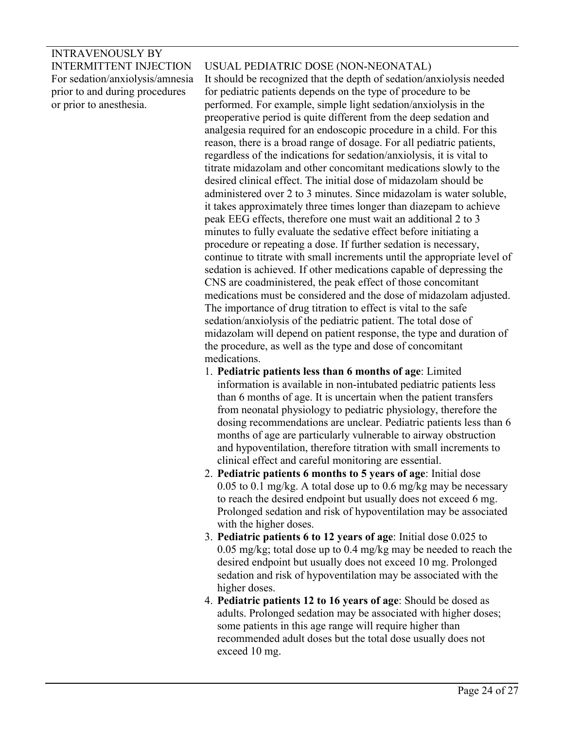| INTRAVENOUSLY BY INTERMITTENT INJECTION | |
|---|---|
| For sedation/anxiolysis/amnesia prior to and during procedures or prior to anesthesia. | USUAL PEDIATRIC DOSE (NON-NEONATAL)<br>It should be recognized that the depth of sedation/anxiolysis needed for pediatric patients depends on the type of procedure to be performed. For example, simple light sedation/anxiolysis in the preoperative period is quite different from the deep sedation and analgesia required for an endoscopic procedure in a child. For this reason, there is a broad range of dosage. For all pediatric patients, regardless of the indications for sedation/anxiolysis, it is vital to titrate midazolam and other concomitant medications slowly to the desired clinical effect. The initial dose of midazolam should be administered over 2 to 3 minutes. Since midazolam is water soluble, it takes approximately three times longer than diazepam to achieve peak EEG effects, therefore one must wait an additional 2 to 3 minutes to fully evaluate the sedative effect before initiating a procedure or repeating a dose. If further sedation is necessary, continue to titrate with small increments until the appropriate level of sedation is achieved. If other medications capable of depressing the CNS are coadministered, the peak effect of those concomitant medications must be considered and the dose of midazolam adjusted. The importance of drug titration to effect is vital to the safe sedation/anxiolysis of the pediatric patient. The total dose of midazolam will depend on patient response, the type and duration of the procedure, as well as the type and dose of concomitant medications.<br>1. **Pediatric patients less than 6 months of age**: Limited information is available in non-intubated pediatric patients less than 6 months of age. It is uncertain when the patient transfers from neonatal physiology to pediatric physiology, therefore the dosing recommendations are unclear. Pediatric patients less than 6 months of age are particularly vulnerable to airway obstruction and hypoventilation, therefore titration with small increments to clinical effect and careful monitoring are essential.<br>2. **Pediatric patients 6 months to 5 years of age**: Initial dose 0.05 to 0.1 mg/kg. A total dose up to 0.6 mg/kg may be necessary to reach the desired endpoint but usually does not exceed 6 mg. Prolonged sedation and risk of hypoventilation may be associated with the higher doses.<br>3. **Pediatric patients 6 to 12 years of age**: Initial dose 0.025 to 0.05 mg/kg; total dose up to 0.4 mg/kg may be needed to reach the desired endpoint but usually does not exceed 10 mg. Prolonged sedation and risk of hypoventilation may be associated with the higher doses.<br>4. **Pediatric patients 12 to 16 years of age**: Should be dosed as adults. Prolonged sedation may be associated with higher doses; some patients in this age range will require higher than recommended adult doses but the total dose usually does not exceed 10 mg. |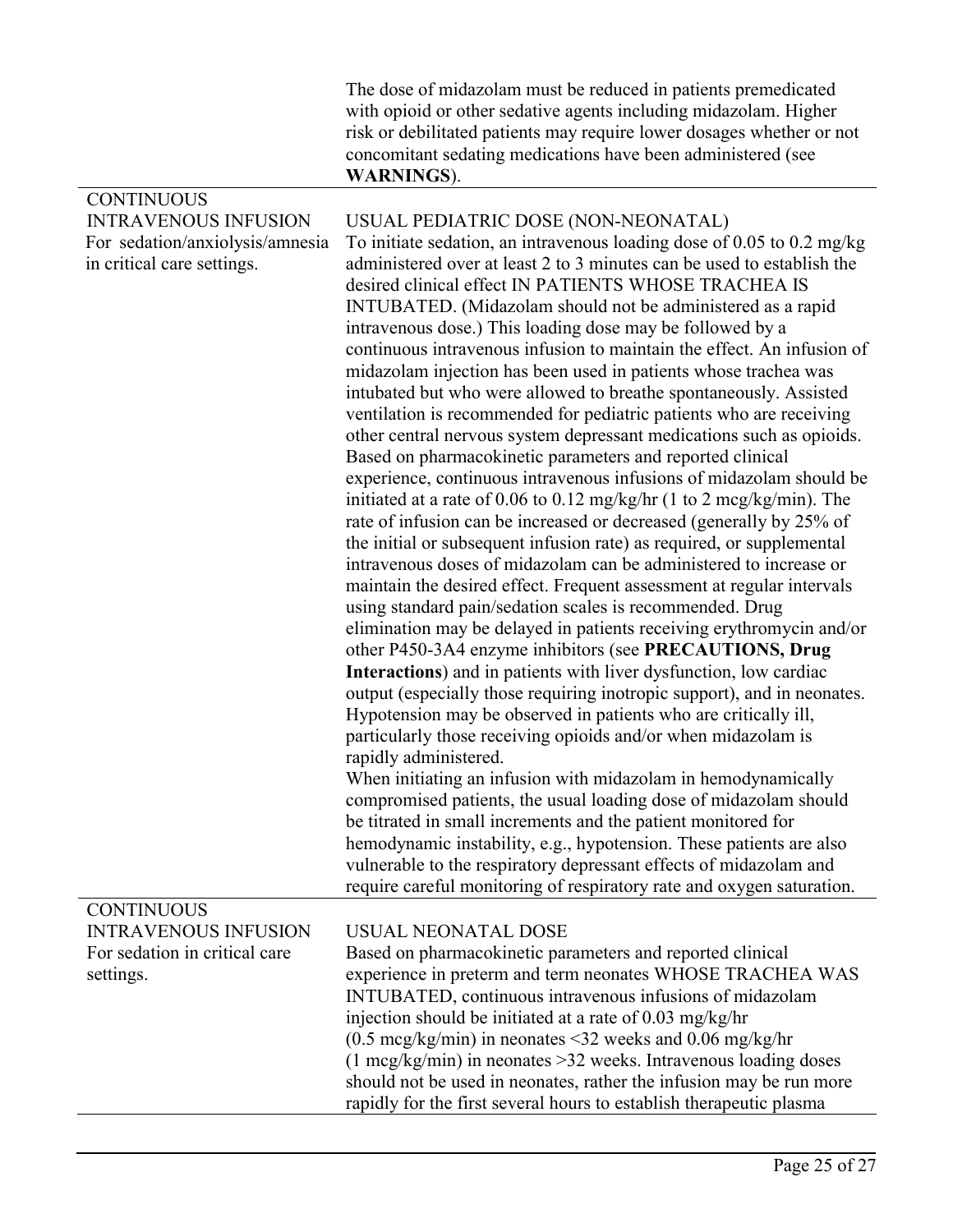| | |
|---|---|
| | The dose of midazolam must be reduced in patients premedicated with opioid or other sedative agents including midazolam. Higher risk or debilitated patients may require lower dosages whether or not concomitant sedating medications have been administered (see **WARNINGS**). |
| CONTINUOUS INTRAVENOUS INFUSION<br>For sedation/anxiolysis/amnesia in critical care settings. | USUAL PEDIATRIC DOSE (NON-NEONATAL)<br>To initiate sedation, an intravenous loading dose of 0.05 to 0.2 mg/kg administered over at least 2 to 3 minutes can be used to establish the desired clinical effect IN PATIENTS WHOSE TRACHEA IS INTUBATED. (Midazolam should not be administered as a rapid intravenous dose.) This loading dose may be followed by a continuous intravenous infusion to maintain the effect. An infusion of midazolam injection has been used in patients whose trachea was intubated but who were allowed to breathe spontaneously. Assisted ventilation is recommended for pediatric patients who are receiving other central nervous system depressant medications such as opioids. Based on pharmacokinetic parameters and reported clinical experience, continuous intravenous infusions of midazolam should be initiated at a rate of 0.06 to 0.12 mg/kg/hr (1 to 2 mcg/kg/min). The rate of infusion can be increased or decreased (generally by 25% of the initial or subsequent infusion rate) as required, or supplemental intravenous doses of midazolam can be administered to increase or maintain the desired effect. Frequent assessment at regular intervals using standard pain/sedation scales is recommended. Drug elimination may be delayed in patients receiving erythromycin and/or other P450-3A4 enzyme inhibitors (see **PRECAUTIONS, Drug Interactions**) and in patients with liver dysfunction, low cardiac output (especially those requiring inotropic support), and in neonates. Hypotension may be observed in patients who are critically ill, particularly those receiving opioids and/or when midazolam is rapidly administered.<br>When initiating an infusion with midazolam in hemodynamically compromised patients, the usual loading dose of midazolam should be titrated in small increments and the patient monitored for hemodynamic instability, e.g., hypotension. These patients are also vulnerable to the respiratory depressant effects of midazolam and require careful monitoring of respiratory rate and oxygen saturation. |
| CONTINUOUS INTRAVENOUS INFUSION<br>For sedation in critical care settings. | USUAL NEONATAL DOSE<br>Based on pharmacokinetic parameters and reported clinical experience in preterm and term neonates WHOSE TRACHEA WAS INTUBATED, continuous intravenous infusions of midazolam injection should be initiated at a rate of 0.03 mg/kg/hr (0.5 mcg/kg/min) in neonates <32 weeks and 0.06 mg/kg/hr (1 mcg/kg/min) in neonates >32 weeks. Intravenous loading doses should not be used in neonates, rather the infusion may be run more rapidly for the first several hours to establish therapeutic plasma |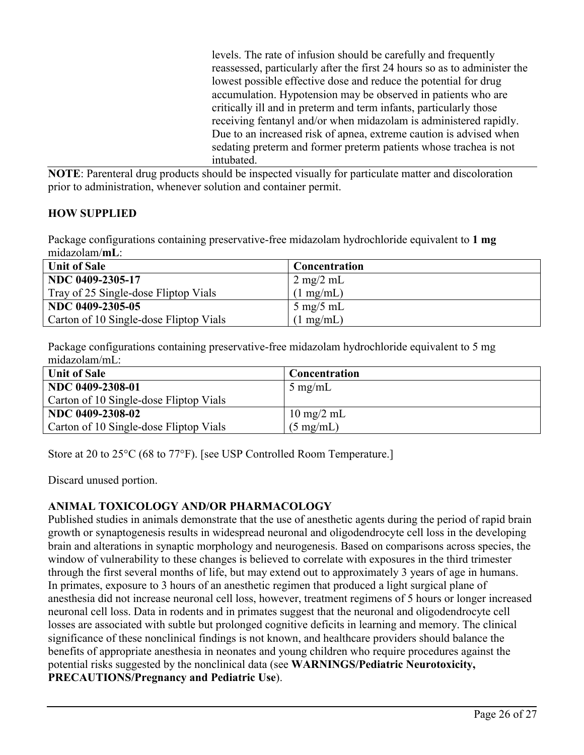levels. The rate of infusion should be carefully and frequently reassessed, particularly after the first 24 hours so as to administer the lowest possible effective dose and reduce the potential for drug accumulation. Hypotension may be observed in patients who are critically ill and in preterm and term infants, particularly those receiving fentanyl and/or when midazolam is administered rapidly. Due to an increased risk of apnea, extreme caution is advised when sedating preterm and former preterm patients whose trachea is not intubated.

**NOTE**: Parenteral drug products should be inspected visually for particulate matter and discoloration prior to administration, whenever solution and container permit.

## HOW SUPPLIED

Package configurations containing preservative-free midazolam hydrochloride equivalent to **1 mg** midazolam/**mL**:

| Unit of Sale | Concentration |
|---|---|
| **NDC 0409-2305-17**<br>Tray of 25 Single-dose Fliptop Vials | 2 mg/2 mL<br>(1 mg/mL) |
| **NDC 0409-2305-05**<br>Carton of 10 Single-dose Fliptop Vials | 5 mg/5 mL<br>(1 mg/mL) |

Package configurations containing preservative-free midazolam hydrochloride equivalent to 5 mg midazolam/mL:

| Unit of Sale | Concentration |
|---|---|
| **NDC 0409-2308-01**<br>Carton of 10 Single-dose Fliptop Vials | 5 mg/mL |
| **NDC 0409-2308-02**<br>Carton of 10 Single-dose Fliptop Vials | 10 mg/2 mL<br>(5 mg/mL) |

Store at 20 to 25°C (68 to 77°F). [see USP Controlled Room Temperature.]

Discard unused portion.

## ANIMAL TOXICOLOGY AND/OR PHARMACOLOGY

Published studies in animals demonstrate that the use of anesthetic agents during the period of rapid brain growth or synaptogenesis results in widespread neuronal and oligodendrocyte cell loss in the developing brain and alterations in synaptic morphology and neurogenesis. Based on comparisons across species, the window of vulnerability to these changes is believed to correlate with exposures in the third trimester through the first several months of life, but may extend out to approximately 3 years of age in humans. In primates, exposure to 3 hours of an anesthetic regimen that produced a light surgical plane of anesthesia did not increase neuronal cell loss, however, treatment regimens of 5 hours or longer increased neuronal cell loss. Data in rodents and in primates suggest that the neuronal and oligodendrocyte cell losses are associated with subtle but prolonged cognitive deficits in learning and memory. The clinical significance of these nonclinical findings is not known, and healthcare providers should balance the benefits of appropriate anesthesia in neonates and young children who require procedures against the potential risks suggested by the nonclinical data (see **WARNINGS/Pediatric Neurotoxicity, PRECAUTIONS/Pregnancy and Pediatric Use**).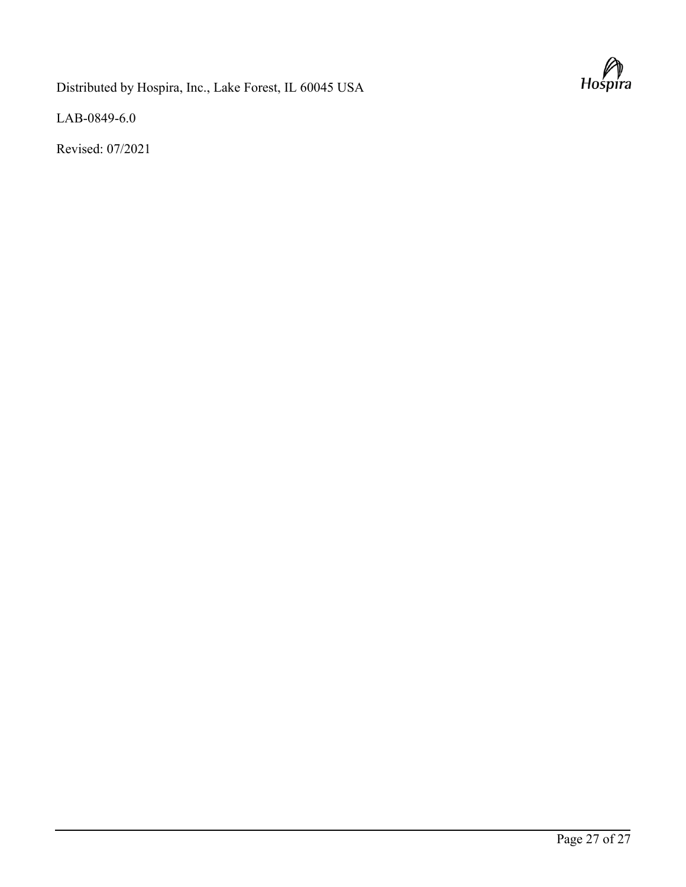Distributed by Hospira, Inc., Lake Forest, IL 60045 USA

LAB-0849-6.0

Revised: 07/2021